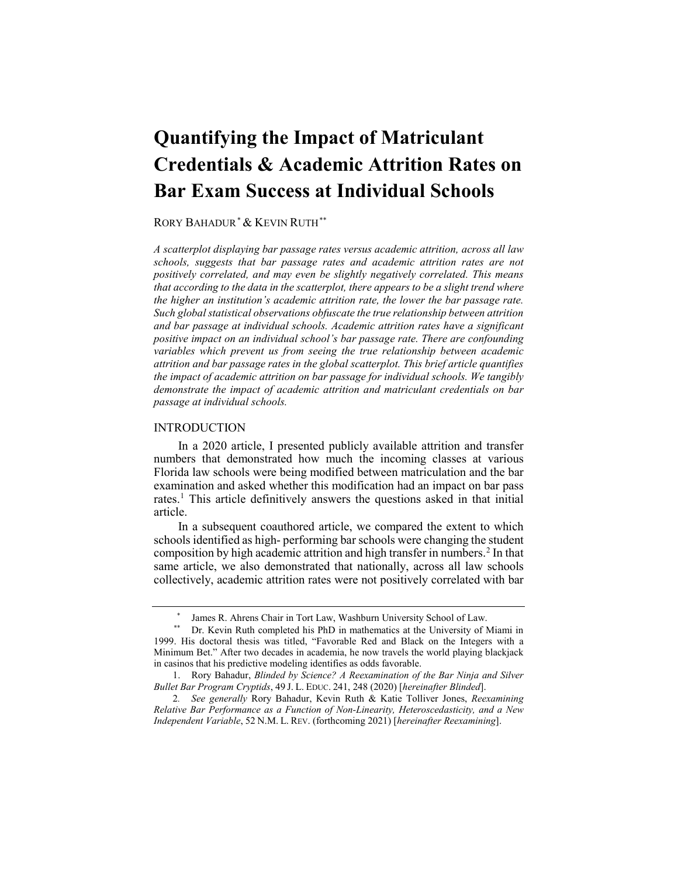# Quantifying the Impact of Matriculant Credentials & Academic Attrition Rates on Bar Exam Success at Individual Schools

RORY BAHADUR[*] & KEVIN RUTH[**]

*A scatterplot displaying bar passage rates versus academic attrition, across all law schools, suggests that bar passage rates and academic attrition rates are not positively correlated, and may even be slightly negatively correlated. This means that according to the data in the scatterplot, there appears to be a slight trend where the higher an institution's academic attrition rate, the lower the bar passage rate. Such global statistical observations obfuscate the true relationship between attrition and bar passage at individual schools. Academic attrition rates have a significant positive impact on an individual school's bar passage rate. There are confounding variables which prevent us from seeing the true relationship between academic attrition and bar passage rates in the global scatterplot. This brief article quantifies the impact of academic attrition on bar passage for individual schools. We tangibly demonstrate the impact of academic attrition and matriculant credentials on bar passage at individual schools.*

## INTRODUCTION

In a 2020 article, I presented publicly available attrition and transfer numbers that demonstrated how much the incoming classes at various Florida law schools were being modified between matriculation and the bar examination and asked whether this modification had an impact on bar pass rates.[1] This article definitively answers the questions asked in that initial article.

In a subsequent coauthored article, we compared the extent to which schools identified as high- performing bar schools were changing the student composition by high academic attrition and high transfer in numbers.[2] In that same article, we also demonstrated that nationally, across all law schools collectively, academic attrition rates were not positively correlated with bar

---

[*] James R. Ahrens Chair in Tort Law, Washburn University School of Law.

[**] Dr. Kevin Ruth completed his PhD in mathematics at the University of Miami in 1999. His doctoral thesis was titled, "Favorable Red and Black on the Integers with a Minimum Bet." After two decades in academia, he now travels the world playing blackjack in casinos that his predictive modeling identifies as odds favorable.

1. Rory Bahadur, *Blinded by Science? A Reexamination of the Bar Ninja and Silver Bullet Bar Program Cryptids*, 49 J. L. EDUC. 241, 248 (2020) [*hereinafter Blinded*].

2. *See generally* Rory Bahadur, Kevin Ruth & Katie Tolliver Jones, *Reexamining Relative Bar Performance as a Function of Non-Linearity, Heteroscedasticity, and a New Independent Variable*, 52 N.M. L. REV. (forthcoming 2021) [*hereinafter Reexamining*].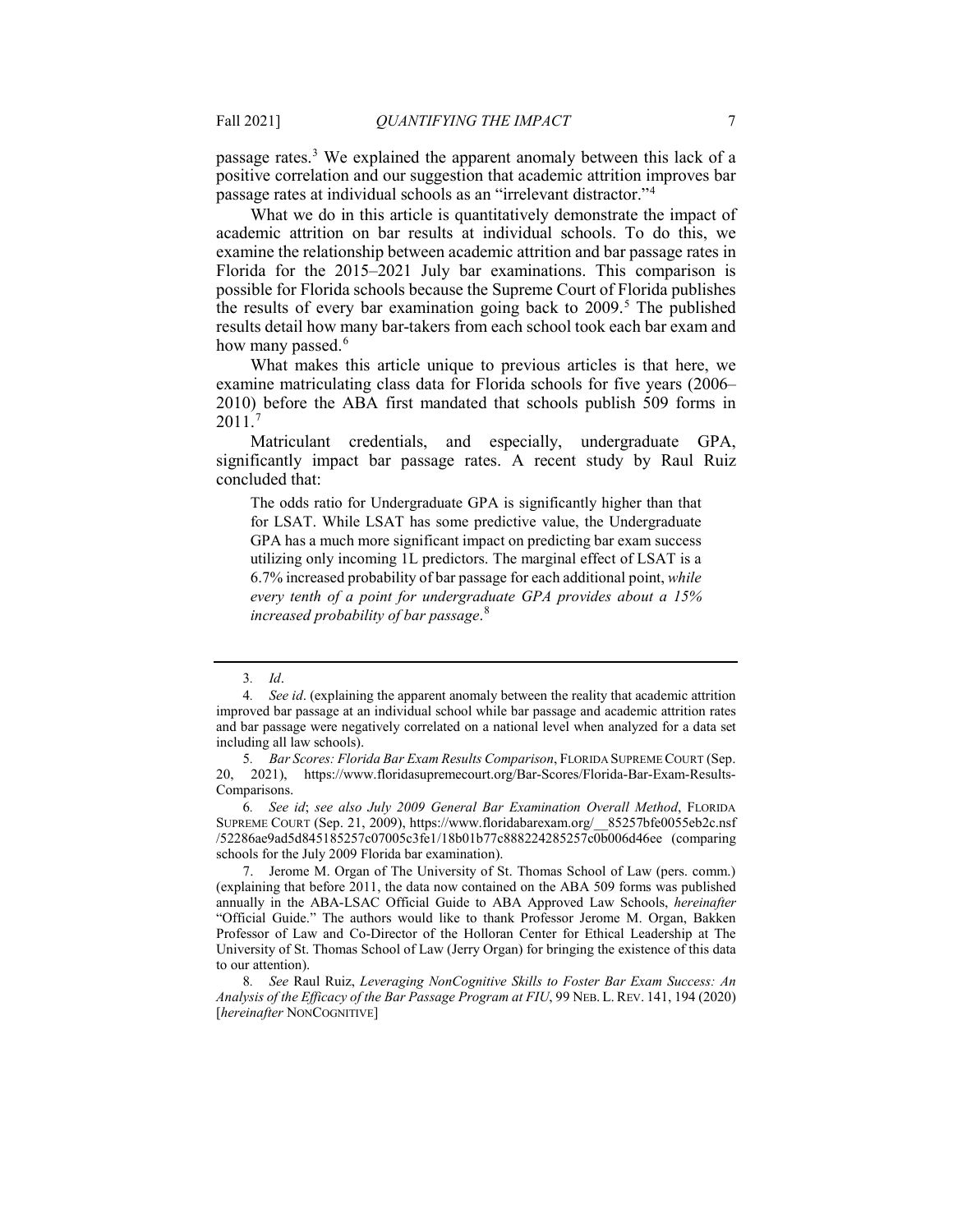passage rates.[3] We explained the apparent anomaly between this lack of a positive correlation and our suggestion that academic attrition improves bar passage rates at individual schools as an "irrelevant distractor."[4]

What we do in this article is quantitatively demonstrate the impact of academic attrition on bar results at individual schools. To do this, we examine the relationship between academic attrition and bar passage rates in Florida for the 2015–2021 July bar examinations. This comparison is possible for Florida schools because the Supreme Court of Florida publishes the results of every bar examination going back to 2009.[5] The published results detail how many bar-takers from each school took each bar exam and how many passed.[6]

What makes this article unique to previous articles is that here, we examine matriculating class data for Florida schools for five years (2006–2010) before the ABA first mandated that schools publish 509 forms in 2011.[7]

Matriculant credentials, and especially, undergraduate GPA, significantly impact bar passage rates. A recent study by Raul Ruiz concluded that:

> The odds ratio for Undergraduate GPA is significantly higher than that for LSAT. While LSAT has some predictive value, the Undergraduate GPA has a much more significant impact on predicting bar exam success utilizing only incoming 1L predictors. The marginal effect of LSAT is a 6.7% increased probability of bar passage for each additional point, *while every tenth of a point for undergraduate GPA provides about a 15% increased probability of bar passage*.[8]

---

3. *Id*.

4. *See id*. (explaining the apparent anomaly between the reality that academic attrition improved bar passage at an individual school while bar passage and academic attrition rates and bar passage were negatively correlated on a national level when analyzed for a data set including all law schools).

5. *Bar Scores: Florida Bar Exam Results Comparison*, FLORIDA SUPREME COURT (Sep. 20, 2021), https://www.floridasupremecourt.org/Bar-Scores/Florida-Bar-Exam-Results-Comparisons.

6. *See id*; *see also July 2009 General Bar Examination Overall Method*, FLORIDA SUPREME COURT (Sep. 21, 2009), https://www.floridabarexam.org/__85257bfe0055eb2c.nsf/52286ae9ad5d845185257c07005c3fe1/18b01b77c888224285257c0b006d46ee (comparing schools for the July 2009 Florida bar examination).

7. Jerome M. Organ of The University of St. Thomas School of Law (pers. comm.) (explaining that before 2011, the data now contained on the ABA 509 forms was published annually in the ABA-LSAC Official Guide to ABA Approved Law Schools, *hereinafter* "Official Guide." The authors would like to thank Professor Jerome M. Organ, Bakken Professor of Law and Co-Director of the Holloran Center for Ethical Leadership at The University of St. Thomas School of Law (Jerry Organ) for bringing the existence of this data to our attention).

8. *See* Raul Ruiz, *Leveraging NonCognitive Skills to Foster Bar Exam Success: An Analysis of the Efficacy of the Bar Passage Program at FIU*, 99 NEB. L. REV. 141, 194 (2020) [*hereinafter* NONCOGNITIVE]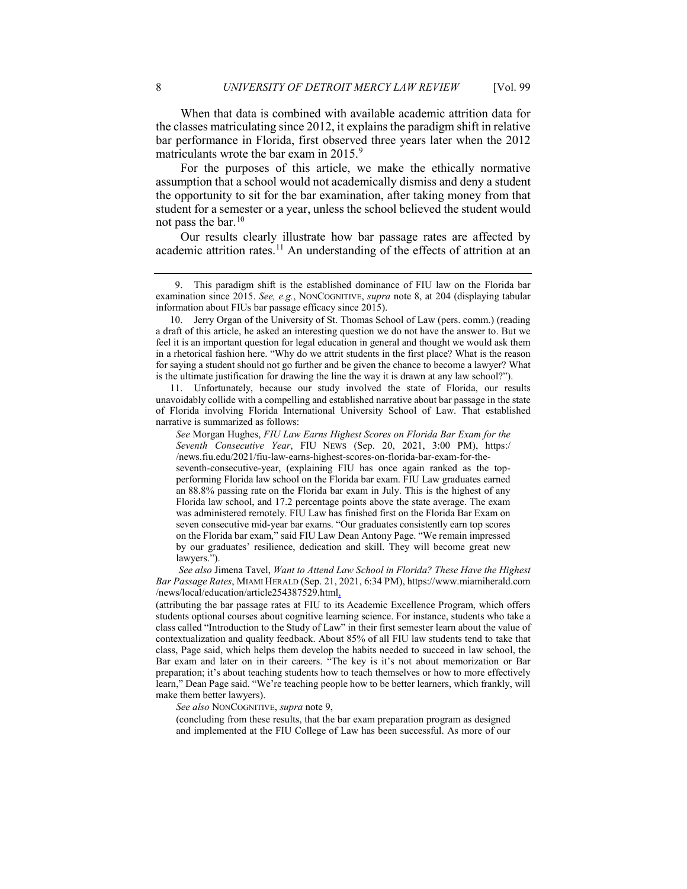When that data is combined with available academic attrition data for the classes matriculating since 2012, it explains the paradigm shift in relative bar performance in Florida, first observed three years later when the 2012 matriculants wrote the bar exam in 2015.[9]

For the purposes of this article, we make the ethically normative assumption that a school would not academically dismiss and deny a student the opportunity to sit for the bar examination, after taking money from that student for a semester or a year, unless the school believed the student would not pass the bar.[10]

Our results clearly illustrate how bar passage rates are affected by academic attrition rates.[11] An understanding of the effects of attrition at an

---

9. This paradigm shift is the established dominance of FIU law on the Florida bar examination since 2015. *See, e.g.*, NONCOGNITIVE, *supra* note 8, at 204 (displaying tabular information about FIUs bar passage efficacy since 2015).

10. Jerry Organ of the University of St. Thomas School of Law (pers. comm.) (reading a draft of this article, he asked an interesting question we do not have the answer to. But we feel it is an important question for legal education in general and thought we would ask them in a rhetorical fashion here. "Why do we attrit students in the first place? What is the reason for saying a student should not go further and be given the chance to become a lawyer? What is the ultimate justification for drawing the line the way it is drawn at any law school?").

11. Unfortunately, because our study involved the state of Florida, our results unavoidably collide with a compelling and established narrative about bar passage in the state of Florida involving Florida International University School of Law. That established narrative is summarized as follows:

> *See* Morgan Hughes, *FIU Law Earns Highest Scores on Florida Bar Exam for the Seventh Consecutive Year*, FIU NEWS (Sep. 20, 2021, 3:00 PM), https://news.fiu.edu/2021/fiu-law-earns-highest-scores-on-florida-bar-exam-for-the-seventh-consecutive-year, (explaining FIU has once again ranked as the top-performing Florida law school on the Florida bar exam. FIU Law graduates earned an 88.8% passing rate on the Florida bar exam in July. This is the highest of any Florida law school, and 17.2 percentage points above the state average. The exam was administered remotely. FIU Law has finished first on the Florida Bar Exam on seven consecutive mid-year bar exams. "Our graduates consistently earn top scores on the Florida bar exam," said FIU Law Dean Antony Page. "We remain impressed by our graduates' resilience, dedication and skill. They will become great new lawyers.").

*See also* Jimena Tavel, *Want to Attend Law School in Florida? These Have the Highest Bar Passage Rates*, MIAMI HERALD (Sep. 21, 2021, 6:34 PM), https://www.miamiherald.com/news/local/education/article254387529.html,

(attributing the bar passage rates at FIU to its Academic Excellence Program, which offers students optional courses about cognitive learning science. For instance, students who take a class called "Introduction to the Study of Law" in their first semester learn about the value of contextualization and quality feedback. About 85% of all FIU law students tend to take that class, Page said, which helps them develop the habits needed to succeed in law school, the Bar exam and later on in their careers. "The key is it's not about memorization or Bar preparation; it's about teaching students how to teach themselves or how to more effectively learn," Dean Page said. "We're teaching people how to be better learners, which frankly, will make them better lawyers).

*See also* NONCOGNITIVE, *supra* note 9,

> (concluding from these results, that the bar exam preparation program as designed and implemented at the FIU College of Law has been successful. As more of our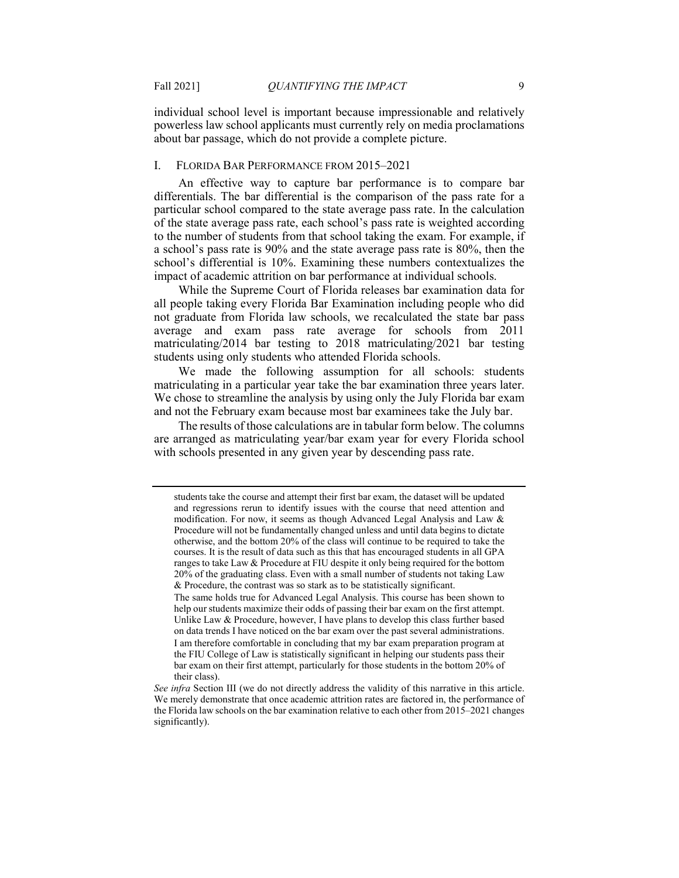individual school level is important because impressionable and relatively powerless law school applicants must currently rely on media proclamations about bar passage, which do not provide a complete picture.

## I. Florida Bar Performance from 2015–2021

An effective way to capture bar performance is to compare bar differentials. The bar differential is the comparison of the pass rate for a particular school compared to the state average pass rate. In the calculation of the state average pass rate, each school's pass rate is weighted according to the number of students from that school taking the exam. For example, if a school's pass rate is 90% and the state average pass rate is 80%, then the school's differential is 10%. Examining these numbers contextualizes the impact of academic attrition on bar performance at individual schools.

While the Supreme Court of Florida releases bar examination data for all people taking every Florida Bar Examination including people who did not graduate from Florida law schools, we recalculated the state bar pass average and exam pass rate average for schools from 2011 matriculating/2014 bar testing to 2018 matriculating/2021 bar testing students using only students who attended Florida schools.

We made the following assumption for all schools: students matriculating in a particular year take the bar examination three years later. We chose to streamline the analysis by using only the July Florida bar exam and not the February exam because most bar examinees take the July bar.

The results of those calculations are in tabular form below. The columns are arranged as matriculating year/bar exam year for every Florida school with schools presented in any given year by descending pass rate.

---

students take the course and attempt their first bar exam, the dataset will be updated and regressions rerun to identify issues with the course that need attention and modification. For now, it seems as though Advanced Legal Analysis and Law & Procedure will not be fundamentally changed unless and until data begins to dictate otherwise, and the bottom 20% of the class will continue to be required to take the courses. It is the result of data such as this that has encouraged students in all GPA ranges to take Law & Procedure at FIU despite it only being required for the bottom 20% of the graduating class. Even with a small number of students not taking Law & Procedure, the contrast was so stark as to be statistically significant.

The same holds true for Advanced Legal Analysis. This course has been shown to help our students maximize their odds of passing their bar exam on the first attempt. Unlike Law & Procedure, however, I have plans to develop this class further based on data trends I have noticed on the bar exam over the past several administrations. I am therefore comfortable in concluding that my bar exam preparation program at the FIU College of Law is statistically significant in helping our students pass their bar exam on their first attempt, particularly for those students in the bottom 20% of their class).

*See infra* Section III (we do not directly address the validity of this narrative in this article. We merely demonstrate that once academic attrition rates are factored in, the performance of the Florida law schools on the bar examination relative to each other from 2015–2021 changes significantly).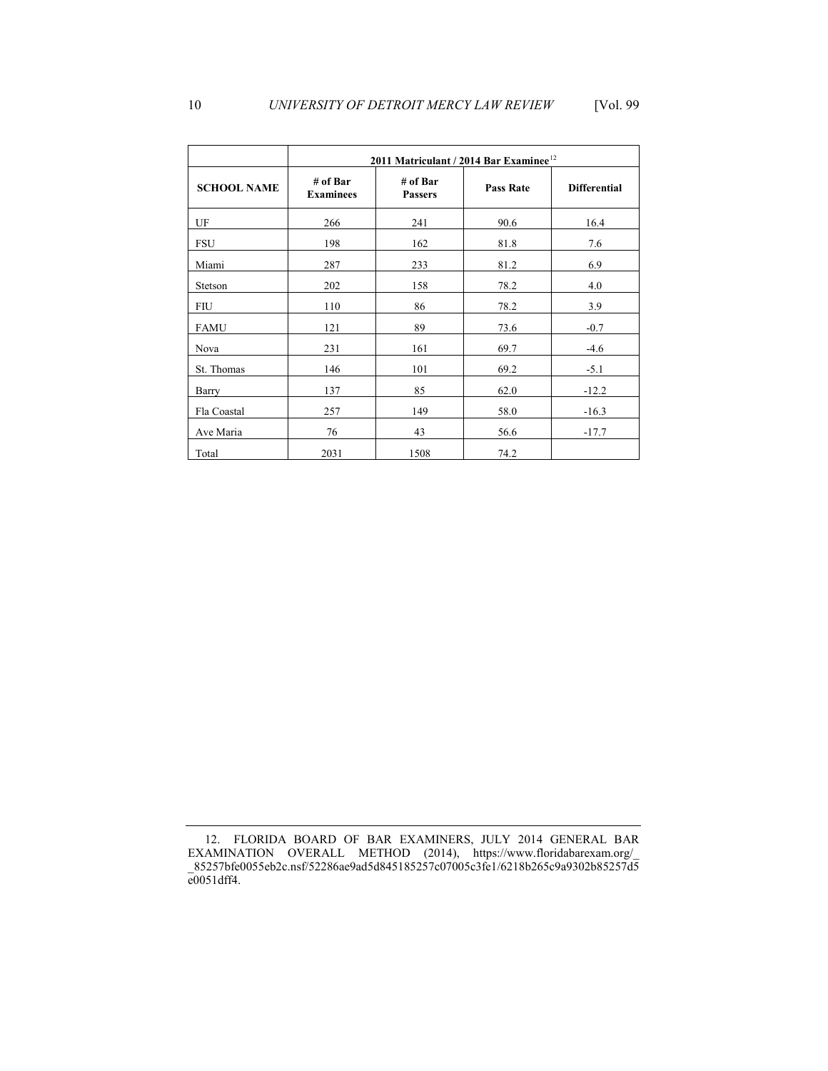| | 2011 Matriculant / 2014 Bar Examinee[12] | | | |
|---|---|---|---|---|
| **SCHOOL NAME** | **# of Bar Examinees** | **# of Bar Passers** | **Pass Rate** | **Differential** |
| UF | 266 | 241 | 90.6 | 16.4 |
| FSU | 198 | 162 | 81.8 | 7.6 |
| Miami | 287 | 233 | 81.2 | 6.9 |
| Stetson | 202 | 158 | 78.2 | 4.0 |
| FIU | 110 | 86 | 78.2 | 3.9 |
| FAMU | 121 | 89 | 73.6 | -0.7 |
| Nova | 231 | 161 | 69.7 | -4.6 |
| St. Thomas | 146 | 101 | 69.2 | -5.1 |
| Barry | 137 | 85 | 62.0 | -12.2 |
| Fla Coastal | 257 | 149 | 58.0 | -16.3 |
| Ave Maria | 76 | 43 | 56.6 | -17.7 |
| Total | 2031 | 1508 | 74.2 | |

---

12. FLORIDA BOARD OF BAR EXAMINERS, JULY 2014 GENERAL BAR EXAMINATION OVERALL METHOD (2014), https://www.floridabarexam.org/__85257bfe0055eb2c.nsf/52286ae9ad5d845185257c07005c3fe1/6218b265c9a9302b85257d5e0051dff4.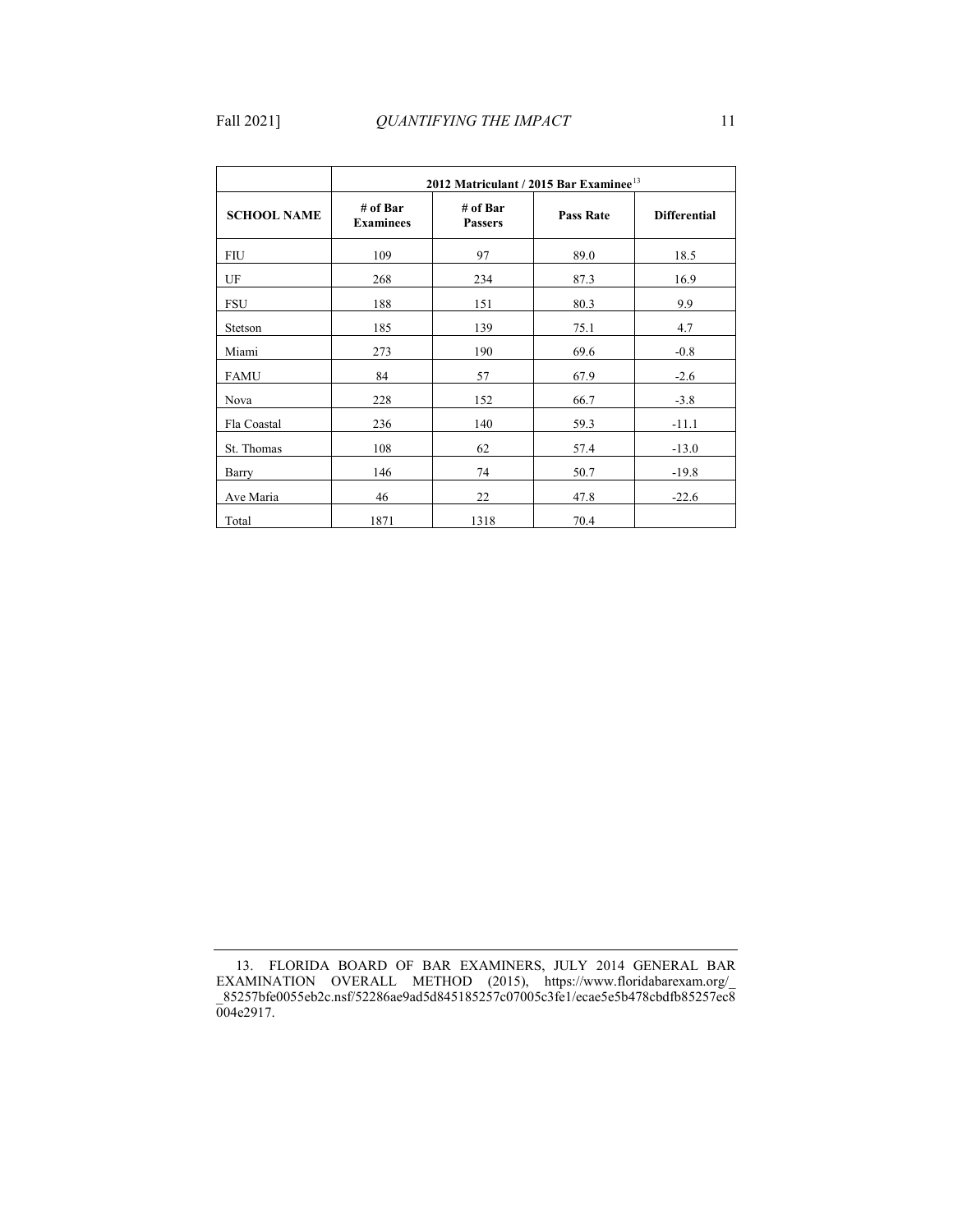| | 2012 Matriculant / 2015 Bar Examinee[13] | | | |
|---|---|---|---|---|
| **SCHOOL NAME** | **# of Bar Examinees** | **# of Bar Passers** | **Pass Rate** | **Differential** |
| FIU | 109 | 97 | 89.0 | 18.5 |
| UF | 268 | 234 | 87.3 | 16.9 |
| FSU | 188 | 151 | 80.3 | 9.9 |
| Stetson | 185 | 139 | 75.1 | 4.7 |
| Miami | 273 | 190 | 69.6 | -0.8 |
| FAMU | 84 | 57 | 67.9 | -2.6 |
| Nova | 228 | 152 | 66.7 | -3.8 |
| Fla Coastal | 236 | 140 | 59.3 | -11.1 |
| St. Thomas | 108 | 62 | 57.4 | -13.0 |
| Barry | 146 | 74 | 50.7 | -19.8 |
| Ave Maria | 46 | 22 | 47.8 | -22.6 |
| Total | 1871 | 1318 | 70.4 | |

13. FLORIDA BOARD OF BAR EXAMINERS, JULY 2014 GENERAL BAR EXAMINATION OVERALL METHOD (2015), https://www.floridabarexam.org/__85257bfe0055eb2c.nsf/52286ae9ad5d845185257c07005c3fe1/ecae5e5b478cbdfb85257ec8004e2917.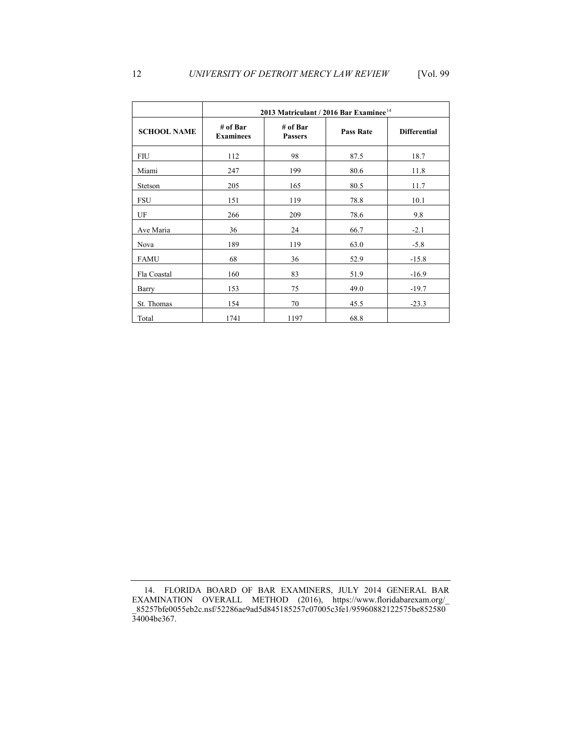| | 2013 Matriculant / 2016 Bar Examinee[14] | | | |
|---|---|---|---|---|
| **SCHOOL NAME** | **# of Bar Examinees** | **# of Bar Passers** | **Pass Rate** | **Differential** |
| FIU | 112 | 98 | 87.5 | 18.7 |
| Miami | 247 | 199 | 80.6 | 11.8 |
| Stetson | 205 | 165 | 80.5 | 11.7 |
| FSU | 151 | 119 | 78.8 | 10.1 |
| UF | 266 | 209 | 78.6 | 9.8 |
| Ave Maria | 36 | 24 | 66.7 | -2.1 |
| Nova | 189 | 119 | 63.0 | -5.8 |
| FAMU | 68 | 36 | 52.9 | -15.8 |
| Fla Coastal | 160 | 83 | 51.9 | -16.9 |
| Barry | 153 | 75 | 49.0 | -19.7 |
| St. Thomas | 154 | 70 | 45.5 | -23.3 |
| Total | 1741 | 1197 | 68.8 | |

14. FLORIDA BOARD OF BAR EXAMINERS, JULY 2014 GENERAL BAR EXAMINATION OVERALL METHOD (2016), https://www.floridabarexam.org/__85257bfe0055eb2c.nsf/52286ae9ad5d845185257c07005c3fe1/95960882122575be85258034004be367.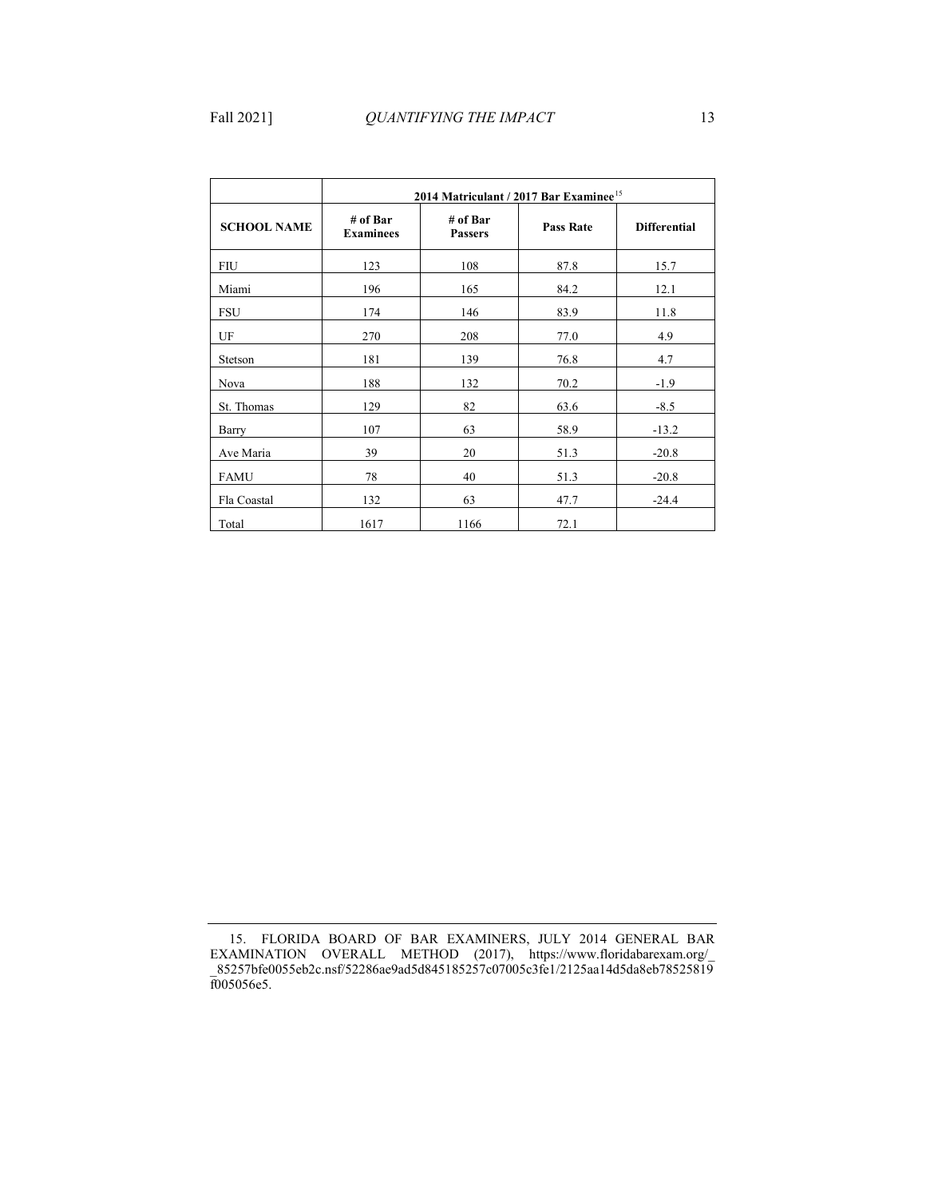| | 2014 Matriculant / 2017 Bar Examinee[15] | | | |
|---|---|---|---|---|
| **SCHOOL NAME** | **# of Bar Examinees** | **# of Bar Passers** | **Pass Rate** | **Differential** |
| FIU | 123 | 108 | 87.8 | 15.7 |
| Miami | 196 | 165 | 84.2 | 12.1 |
| FSU | 174 | 146 | 83.9 | 11.8 |
| UF | 270 | 208 | 77.0 | 4.9 |
| Stetson | 181 | 139 | 76.8 | 4.7 |
| Nova | 188 | 132 | 70.2 | -1.9 |
| St. Thomas | 129 | 82 | 63.6 | -8.5 |
| Barry | 107 | 63 | 58.9 | -13.2 |
| Ave Maria | 39 | 20 | 51.3 | -20.8 |
| FAMU | 78 | 40 | 51.3 | -20.8 |
| Fla Coastal | 132 | 63 | 47.7 | -24.4 |
| Total | 1617 | 1166 | 72.1 | |

15. FLORIDA BOARD OF BAR EXAMINERS, JULY 2014 GENERAL BAR EXAMINATION OVERALL METHOD (2017), https://www.floridabarexam.org/__85257bfe0055eb2c.nsf/52286ae9ad5d845185257c07005c3fe1/2125aa14d5da8eb78525819f005056e5.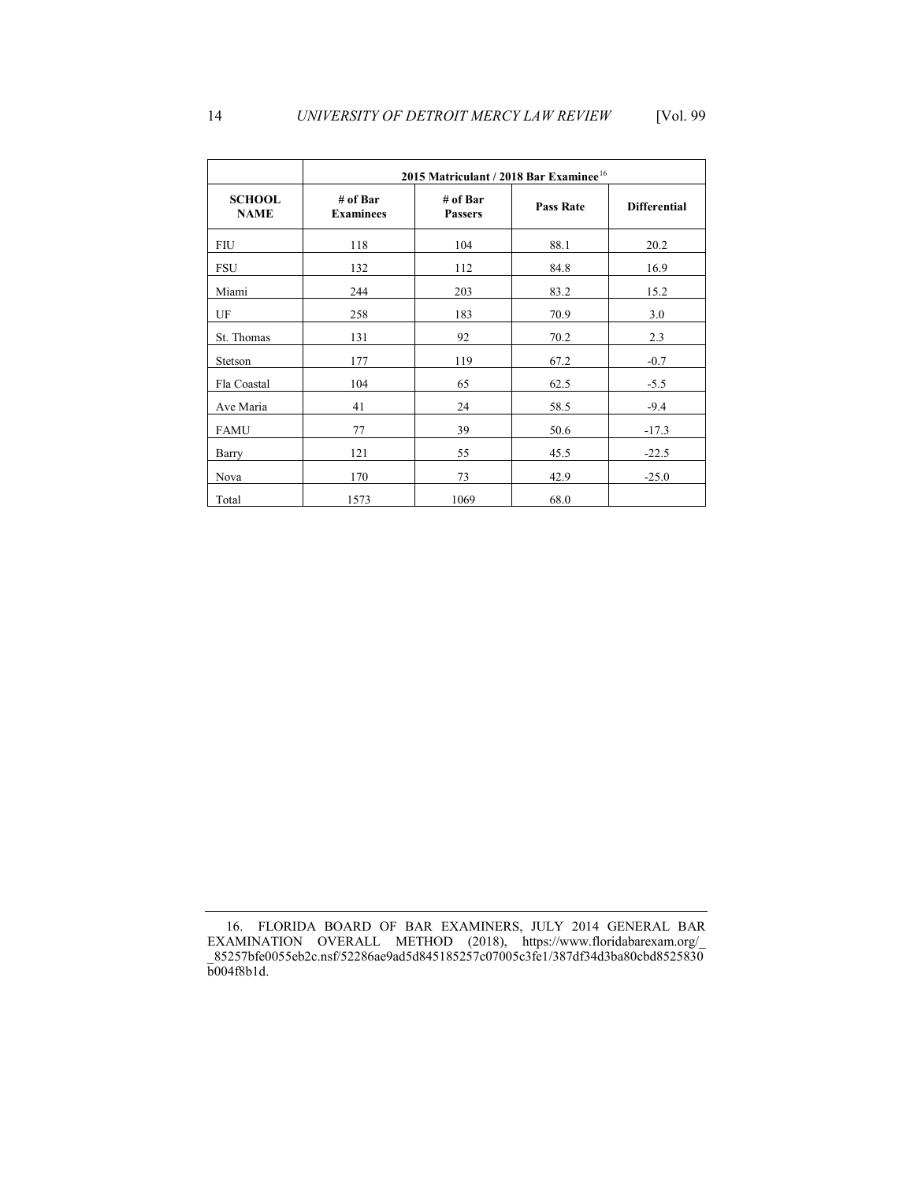| | 2015 Matriculant / 2018 Bar Examinee[16] | | | |
|---|---|---|---|---|
| **SCHOOL NAME** | **# of Bar Examinees** | **# of Bar Passers** | **Pass Rate** | **Differential** |
| FIU | 118 | 104 | 88.1 | 20.2 |
| FSU | 132 | 112 | 84.8 | 16.9 |
| Miami | 244 | 203 | 83.2 | 15.2 |
| UF | 258 | 183 | 70.9 | 3.0 |
| St. Thomas | 131 | 92 | 70.2 | 2.3 |
| Stetson | 177 | 119 | 67.2 | -0.7 |
| Fla Coastal | 104 | 65 | 62.5 | -5.5 |
| Ave Maria | 41 | 24 | 58.5 | -9.4 |
| FAMU | 77 | 39 | 50.6 | -17.3 |
| Barry | 121 | 55 | 45.5 | -22.5 |
| Nova | 170 | 73 | 42.9 | -25.0 |
| Total | 1573 | 1069 | 68.0 | |

16. FLORIDA BOARD OF BAR EXAMINERS, JULY 2014 GENERAL BAR EXAMINATION OVERALL METHOD (2018), https://www.floridabarexam.org/__85257bfe0055eb2c.nsf/52286ae9ad5d845185257c07005c3fe1/387df34d3ba80cbd8525830b004f8b1d.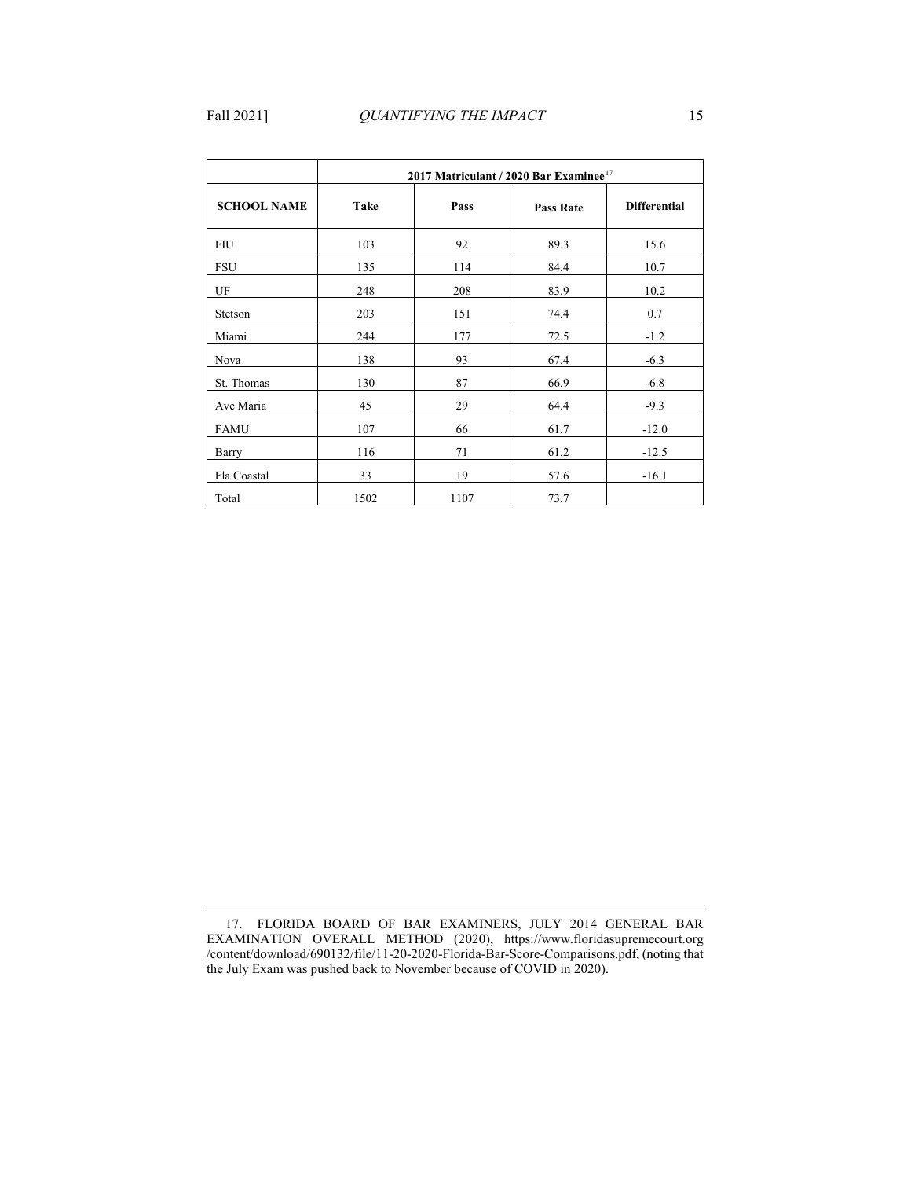| | 2017 Matriculant / 2020 Bar Examinee[17] | | | |
|---|---|---|---|---|
| **SCHOOL NAME** | **Take** | **Pass** | **Pass Rate** | **Differential** |
| FIU | 103 | 92 | 89.3 | 15.6 |
| FSU | 135 | 114 | 84.4 | 10.7 |
| UF | 248 | 208 | 83.9 | 10.2 |
| Stetson | 203 | 151 | 74.4 | 0.7 |
| Miami | 244 | 177 | 72.5 | -1.2 |
| Nova | 138 | 93 | 67.4 | -6.3 |
| St. Thomas | 130 | 87 | 66.9 | -6.8 |
| Ave Maria | 45 | 29 | 64.4 | -9.3 |
| FAMU | 107 | 66 | 61.7 | -12.0 |
| Barry | 116 | 71 | 61.2 | -12.5 |
| Fla Coastal | 33 | 19 | 57.6 | -16.1 |
| Total | 1502 | 1107 | 73.7 | |

17. FLORIDA BOARD OF BAR EXAMINERS, JULY 2014 GENERAL BAR EXAMINATION OVERALL METHOD (2020), https://www.floridasupremecourt.org/content/download/690132/file/11-20-2020-Florida-Bar-Score-Comparisons.pdf, (noting that the July Exam was pushed back to November because of COVID in 2020).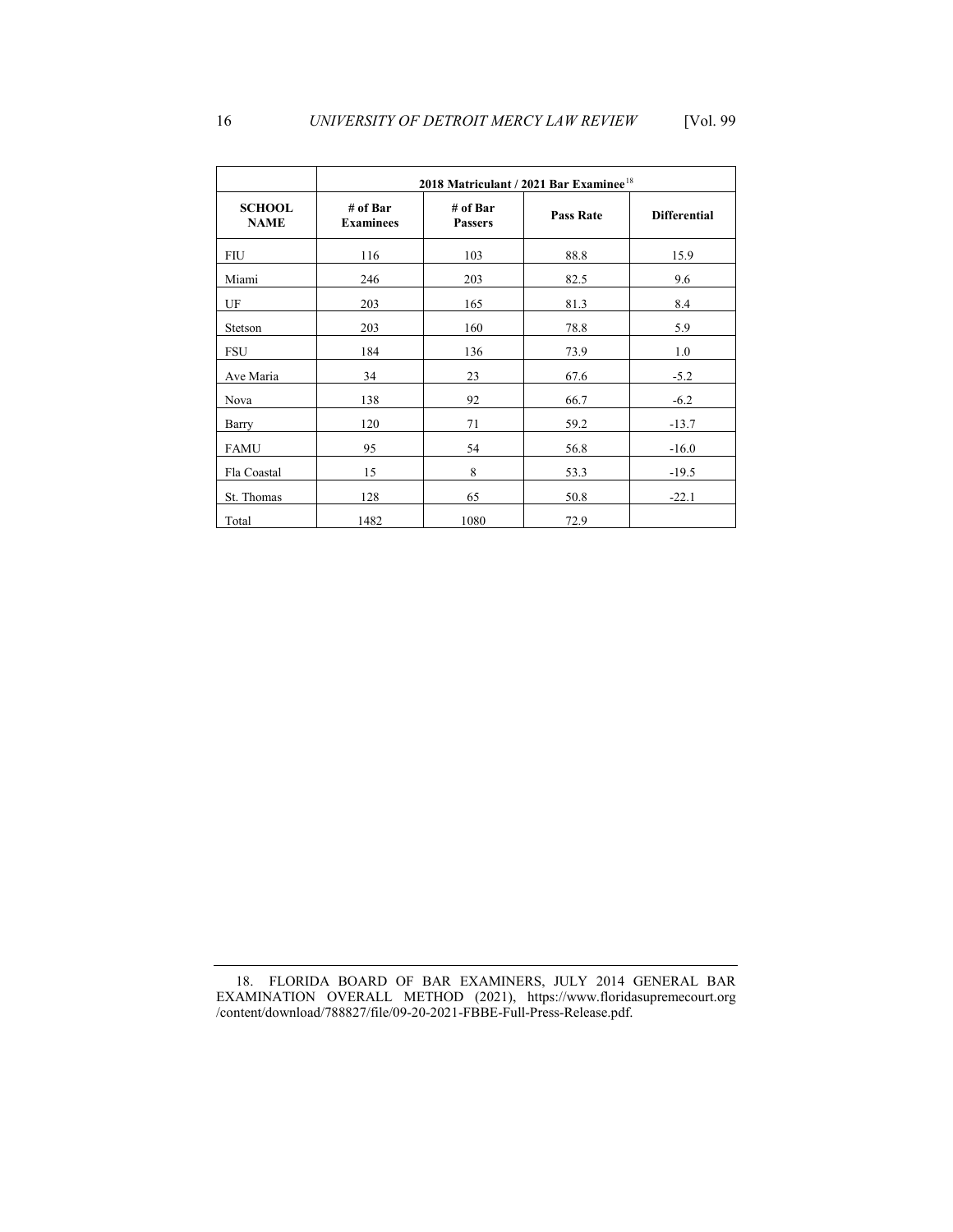| | 2018 Matriculant / 2021 Bar Examinee[18] | | | |
|---|---|---|---|---|
| **SCHOOL NAME** | **# of Bar Examinees** | **# of Bar Passers** | **Pass Rate** | **Differential** |
| FIU | 116 | 103 | 88.8 | 15.9 |
| Miami | 246 | 203 | 82.5 | 9.6 |
| UF | 203 | 165 | 81.3 | 8.4 |
| Stetson | 203 | 160 | 78.8 | 5.9 |
| FSU | 184 | 136 | 73.9 | 1.0 |
| Ave Maria | 34 | 23 | 67.6 | -5.2 |
| Nova | 138 | 92 | 66.7 | -6.2 |
| Barry | 120 | 71 | 59.2 | -13.7 |
| FAMU | 95 | 54 | 56.8 | -16.0 |
| Fla Coastal | 15 | 8 | 53.3 | -19.5 |
| St. Thomas | 128 | 65 | 50.8 | -22.1 |
| Total | 1482 | 1080 | 72.9 | |

18. FLORIDA BOARD OF BAR EXAMINERS, JULY 2014 GENERAL BAR EXAMINATION OVERALL METHOD (2021), https://www.floridasupremecourt.org/content/download/788827/file/09-20-2021-FBBE-Full-Press-Release.pdf.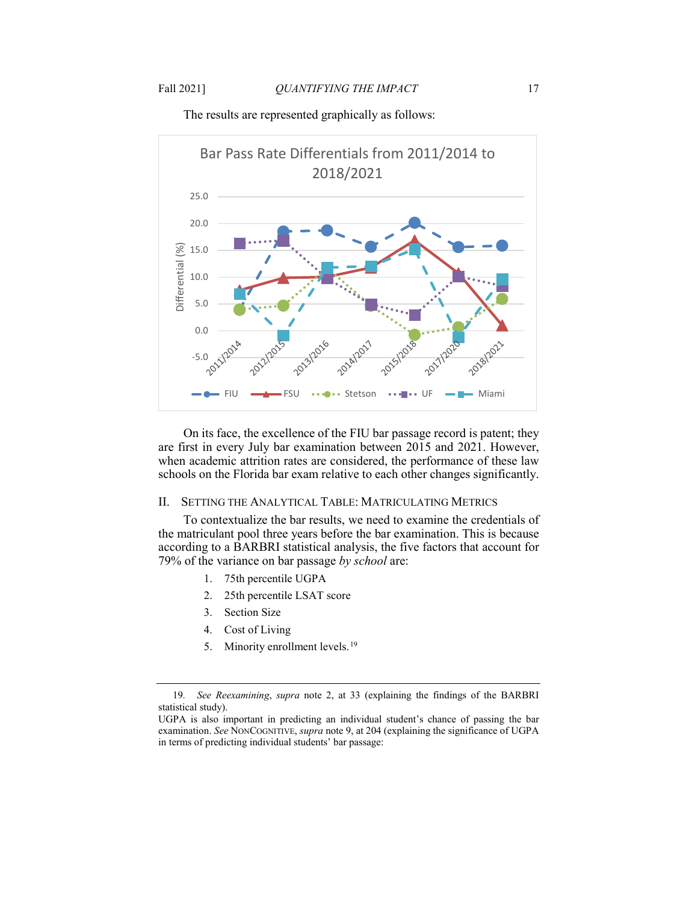The results are represented graphically as follows:

On its face, the excellence of the FIU bar passage record is patent; they are first in every July bar examination between 2015 and 2021. However, when academic attrition rates are considered, the performance of these law schools on the Florida bar exam relative to each other changes significantly.

## II. Setting the Analytical Table: Matriculating Metrics

To contextualize the bar results, we need to examine the credentials of the matriculant pool three years before the bar examination. This is because according to a BARBRI statistical analysis, the five factors that account for 79% of the variance on bar passage *by school* are:

1. 75th percentile UGPA
2. 25th percentile LSAT score
3. Section Size
4. Cost of Living
5. Minority enrollment levels.[19]

---

19. *See Reexamining*, *supra* note 2, at 33 (explaining the findings of the BARBRI statistical study).

UGPA is also important in predicting an individual student's chance of passing the bar examination. *See* NonCognitive, *supra* note 9, at 204 (explaining the significance of UGPA in terms of predicting individual students' bar passage: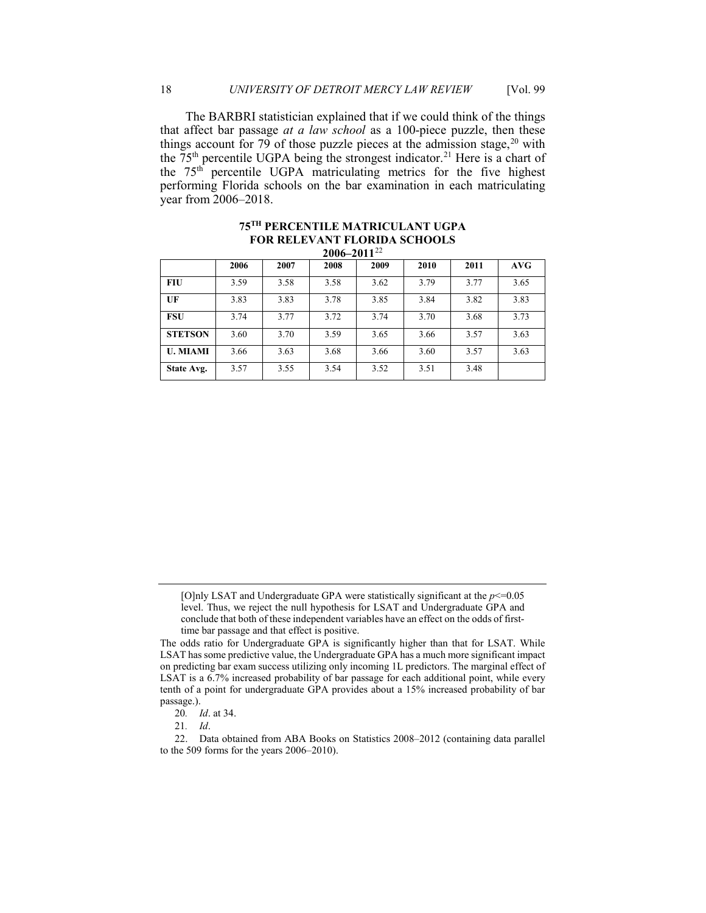The BARBRI statistician explained that if we could think of the things that affect bar passage *at a law school* as a 100-piece puzzle, then these things account for 79 of those puzzle pieces at the admission stage,[20] with the 75th percentile UGPA being the strongest indicator.[21] Here is a chart of the 75th percentile UGPA matriculating metrics for the five highest performing Florida schools on the bar examination in each matriculating year from 2006–2018.

**75TH PERCENTILE MATRICULANT UGPA FOR RELEVANT FLORIDA SCHOOLS 2006–2011**[22]

| | 2006 | 2007 | 2008 | 2009 | 2010 | 2011 | AVG |
|---|---|---|---|---|---|---|---|
| **FIU** | 3.59 | 3.58 | 3.58 | 3.62 | 3.79 | 3.77 | 3.65 |
| **UF** | 3.83 | 3.83 | 3.78 | 3.85 | 3.84 | 3.82 | 3.83 |
| **FSU** | 3.74 | 3.77 | 3.72 | 3.74 | 3.70 | 3.68 | 3.73 |
| **STETSON** | 3.60 | 3.70 | 3.59 | 3.65 | 3.66 | 3.57 | 3.63 |
| **U. MIAMI** | 3.66 | 3.63 | 3.68 | 3.66 | 3.60 | 3.57 | 3.63 |
| **State Avg.** | 3.57 | 3.55 | 3.54 | 3.52 | 3.51 | 3.48 | |

---

> [O]nly LSAT and Undergraduate GPA were statistically significant at the $p<=0.05$ level. Thus, we reject the null hypothesis for LSAT and Undergraduate GPA and conclude that both of these independent variables have an effect on the odds of first-time bar passage and that effect is positive.

The odds ratio for Undergraduate GPA is significantly higher than that for LSAT. While LSAT has some predictive value, the Undergraduate GPA has a much more significant impact on predicting bar exam success utilizing only incoming 1L predictors. The marginal effect of LSAT is a 6.7% increased probability of bar passage for each additional point, while every tenth of a point for undergraduate GPA provides about a 15% increased probability of bar passage.).

20. *Id*. at 34.

21. *Id*.

22. Data obtained from ABA Books on Statistics 2008–2012 (containing data parallel to the 509 forms for the years 2006–2010).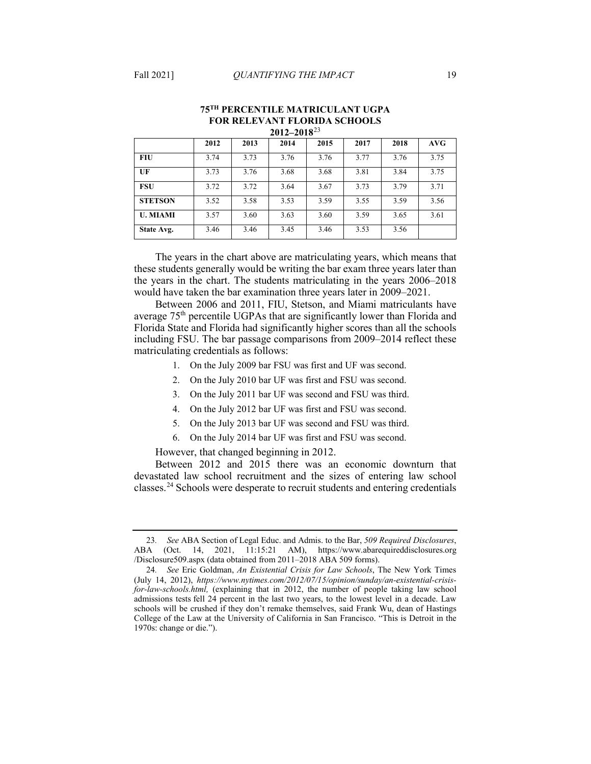**75TH PERCENTILE MATRICULANT UGPA FOR RELEVANT FLORIDA SCHOOLS 2012–2018**[23]

| | 2012 | 2013 | 2014 | 2015 | 2017 | 2018 | AVG |
|---|---|---|---|---|---|---|---|
| **FIU** | 3.74 | 3.73 | 3.76 | 3.76 | 3.77 | 3.76 | 3.75 |
| **UF** | 3.73 | 3.76 | 3.68 | 3.68 | 3.81 | 3.84 | 3.75 |
| **FSU** | 3.72 | 3.72 | 3.64 | 3.67 | 3.73 | 3.79 | 3.71 |
| **STETSON** | 3.52 | 3.58 | 3.53 | 3.59 | 3.55 | 3.59 | 3.56 |
| **U. MIAMI** | 3.57 | 3.60 | 3.63 | 3.60 | 3.59 | 3.65 | 3.61 |
| **State Avg.** | 3.46 | 3.46 | 3.45 | 3.46 | 3.53 | 3.56 | |

The years in the chart above are matriculating years, which means that these students generally would be writing the bar exam three years later than the years in the chart. The students matriculating in the years 2006–2018 would have taken the bar examination three years later in 2009–2021.

Between 2006 and 2011, FIU, Stetson, and Miami matriculants have average 75th percentile UGPAs that are significantly lower than Florida and Florida State and Florida had significantly higher scores than all the schools including FSU. The bar passage comparisons from 2009–2014 reflect these matriculating credentials as follows:

1. On the July 2009 bar FSU was first and UF was second.
2. On the July 2010 bar UF was first and FSU was second.
3. On the July 2011 bar UF was second and FSU was third.
4. On the July 2012 bar UF was first and FSU was second.
5. On the July 2013 bar UF was second and FSU was third.
6. On the July 2014 bar UF was first and FSU was second.

However, that changed beginning in 2012.

Between 2012 and 2015 there was an economic downturn that devastated law school recruitment and the sizes of entering law school classes.[24] Schools were desperate to recruit students and entering credentials

---

23. *See* ABA Section of Legal Educ. and Admis. to the Bar, *509 Required Disclosures*, ABA (Oct. 14, 2021, 11:15:21 AM), https://www.abarequireddisclosures.org/Disclosure509.aspx (data obtained from 2011–2018 ABA 509 forms).

24. *See* Eric Goldman, *An Existential Crisis for Law Schools*, The New York Times (July 14, 2012), *https://www.nytimes.com/2012/07/15/opinion/sunday/an-existential-crisis-for-law-schools.html,* (explaining that in 2012, the number of people taking law school admissions tests fell 24 percent in the last two years, to the lowest level in a decade. Law schools will be crushed if they don't remake themselves, said Frank Wu, dean of Hastings College of the Law at the University of California in San Francisco. "This is Detroit in the 1970s: change or die.").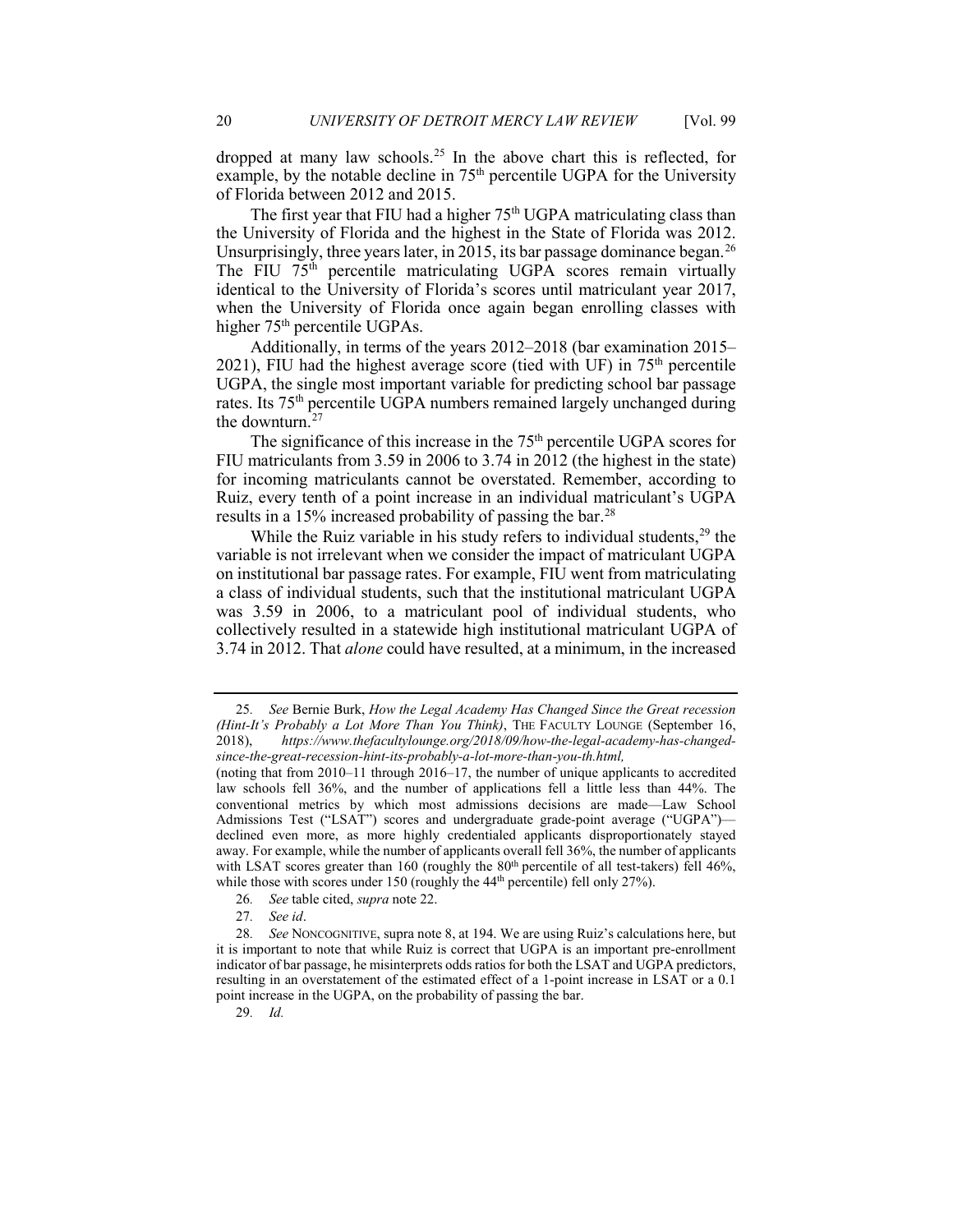dropped at many law schools.[25] In the above chart this is reflected, for example, by the notable decline in 75th percentile UGPA for the University of Florida between 2012 and 2015.

The first year that FIU had a higher 75th UGPA matriculating class than the University of Florida and the highest in the State of Florida was 2012. Unsurprisingly, three years later, in 2015, its bar passage dominance began.[26] The FIU 75th percentile matriculating UGPA scores remain virtually identical to the University of Florida's scores until matriculant year 2017, when the University of Florida once again began enrolling classes with higher 75th percentile UGPAs.

Additionally, in terms of the years 2012–2018 (bar examination 2015–2021), FIU had the highest average score (tied with UF) in 75th percentile UGPA, the single most important variable for predicting school bar passage rates. Its 75th percentile UGPA numbers remained largely unchanged during the downturn.[27]

The significance of this increase in the 75th percentile UGPA scores for FIU matriculants from 3.59 in 2006 to 3.74 in 2012 (the highest in the state) for incoming matriculants cannot be overstated. Remember, according to Ruiz, every tenth of a point increase in an individual matriculant's UGPA results in a 15% increased probability of passing the bar.[28]

While the Ruiz variable in his study refers to individual students,[29] the variable is not irrelevant when we consider the impact of matriculant UGPA on institutional bar passage rates. For example, FIU went from matriculating a class of individual students, such that the institutional matriculant UGPA was 3.59 in 2006, to a matriculant pool of individual students, who collectively resulted in a statewide high institutional matriculant UGPA of 3.74 in 2012. That *alone* could have resulted, at a minimum, in the increased

---

25. *See* Bernie Burk, *How the Legal Academy Has Changed Since the Great recession (Hint-It's Probably a Lot More Than You Think)*, THE FACULTY LOUNGE (September 16, 2018), *https://www.thefacultylounge.org/2018/09/how-the-legal-academy-has-changed-since-the-great-recession-hint-its-probably-a-lot-more-than-you-th.html,*
(noting that from 2010–11 through 2016–17, the number of unique applicants to accredited law schools fell 36%, and the number of applications fell a little less than 44%. The conventional metrics by which most admissions decisions are made—Law School Admissions Test ("LSAT") scores and undergraduate grade-point average ("UGPA")—declined even more, as more highly credentialed applicants disproportionately stayed away. For example, while the number of applicants overall fell 36%, the number of applicants with LSAT scores greater than 160 (roughly the 80th percentile of all test-takers) fell 46%, while those with scores under 150 (roughly the 44th percentile) fell only 27%).

26. *See* table cited, *supra* note 22.

27. *See id*.

28. *See* NONCOGNITIVE, supra note 8, at 194. We are using Ruiz's calculations here, but it is important to note that while Ruiz is correct that UGPA is an important pre-enrollment indicator of bar passage, he misinterprets odds ratios for both the LSAT and UGPA predictors, resulting in an overstatement of the estimated effect of a 1-point increase in LSAT or a 0.1 point increase in the UGPA, on the probability of passing the bar.

29. *Id.*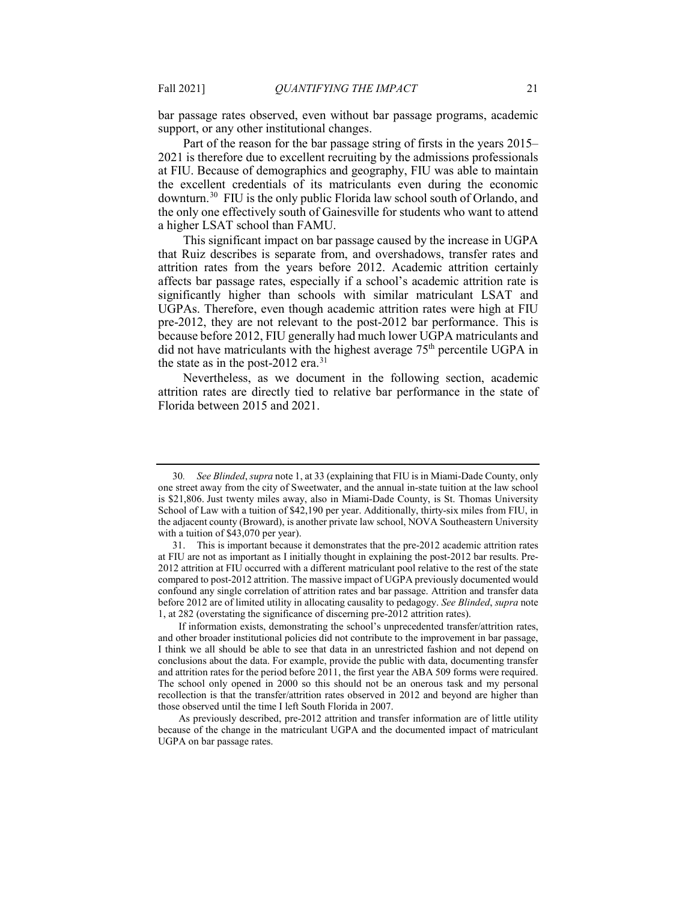bar passage rates observed, even without bar passage programs, academic support, or any other institutional changes.

Part of the reason for the bar passage string of firsts in the years 2015–2021 is therefore due to excellent recruiting by the admissions professionals at FIU. Because of demographics and geography, FIU was able to maintain the excellent credentials of its matriculants even during the economic downturn.[30] FIU is the only public Florida law school south of Orlando, and the only one effectively south of Gainesville for students who want to attend a higher LSAT school than FAMU.

This significant impact on bar passage caused by the increase in UGPA that Ruiz describes is separate from, and overshadows, transfer rates and attrition rates from the years before 2012. Academic attrition certainly affects bar passage rates, especially if a school's academic attrition rate is significantly higher than schools with similar matriculant LSAT and UGPAs. Therefore, even though academic attrition rates were high at FIU pre-2012, they are not relevant to the post-2012 bar performance. This is because before 2012, FIU generally had much lower UGPA matriculants and did not have matriculants with the highest average 75th percentile UGPA in the state as in the post-2012 era.[31]

Nevertheless, as we document in the following section, academic attrition rates are directly tied to relative bar performance in the state of Florida between 2015 and 2021.

---

30. *See Blinded*, *supra* note 1, at 33 (explaining that FIU is in Miami-Dade County, only one street away from the city of Sweetwater, and the annual in-state tuition at the law school is $21,806. Just twenty miles away, also in Miami-Dade County, is St. Thomas University School of Law with a tuition of $42,190 per year. Additionally, thirty-six miles from FIU, in the adjacent county (Broward), is another private law school, NOVA Southeastern University with a tuition of $43,070 per year).

31. This is important because it demonstrates that the pre-2012 academic attrition rates at FIU are not as important as I initially thought in explaining the post-2012 bar results. Pre-2012 attrition at FIU occurred with a different matriculant pool relative to the rest of the state compared to post-2012 attrition. The massive impact of UGPA previously documented would confound any single correlation of attrition rates and bar passage. Attrition and transfer data before 2012 are of limited utility in allocating causality to pedagogy. *See Blinded*, *supra* note 1, at 282 (overstating the significance of discerning pre-2012 attrition rates).

If information exists, demonstrating the school's unprecedented transfer/attrition rates, and other broader institutional policies did not contribute to the improvement in bar passage, I think we all should be able to see that data in an unrestricted fashion and not depend on conclusions about the data. For example, provide the public with data, documenting transfer and attrition rates for the period before 2011, the first year the ABA 509 forms were required. The school only opened in 2000 so this should not be an onerous task and my personal recollection is that the transfer/attrition rates observed in 2012 and beyond are higher than those observed until the time I left South Florida in 2007.

As previously described, pre-2012 attrition and transfer information are of little utility because of the change in the matriculant UGPA and the documented impact of matriculant UGPA on bar passage rates.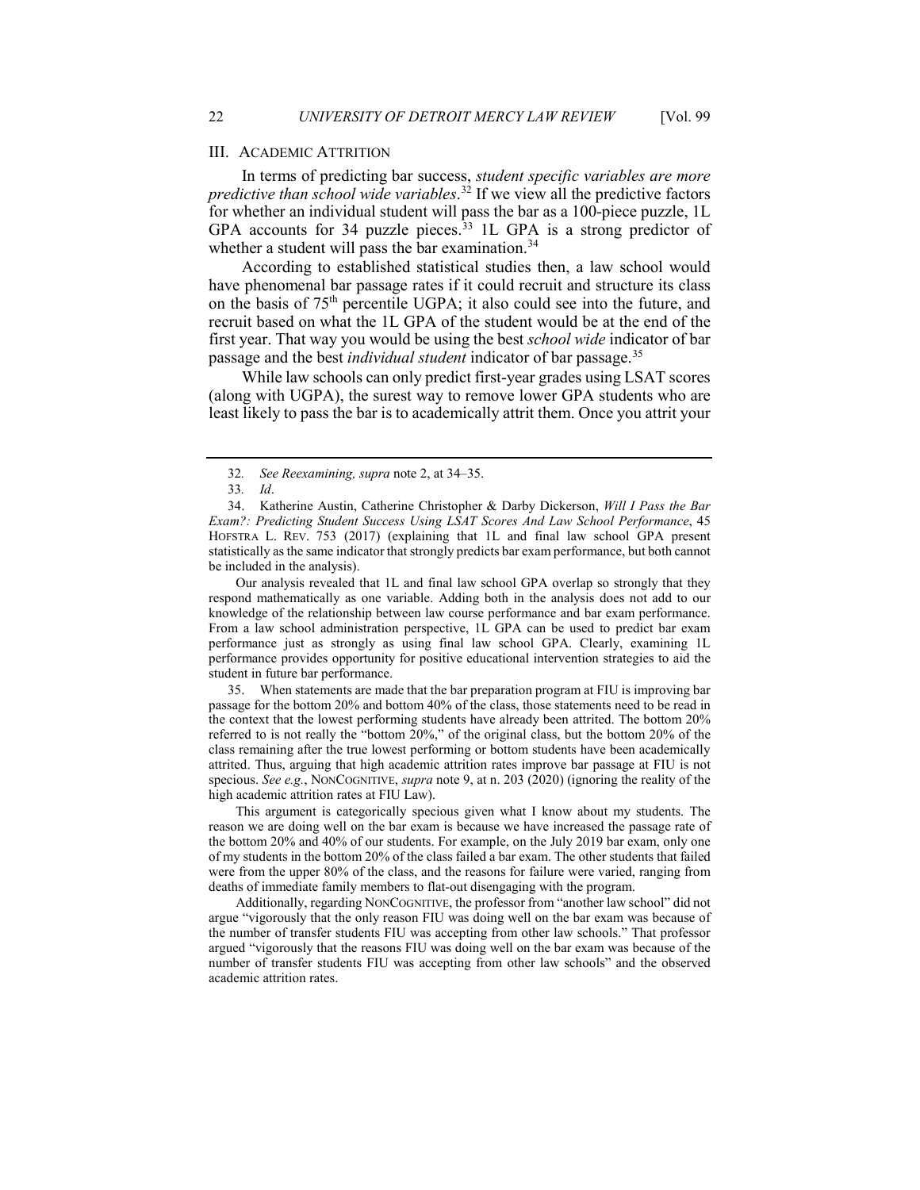## III. Academic Attrition

In terms of predicting bar success, *student specific variables are more predictive than school wide variables*.[32] If we view all the predictive factors for whether an individual student will pass the bar as a 100-piece puzzle, 1L GPA accounts for 34 puzzle pieces.[33] 1L GPA is a strong predictor of whether a student will pass the bar examination.[34]

According to established statistical studies then, a law school would have phenomenal bar passage rates if it could recruit and structure its class on the basis of 75th percentile UGPA; it also could see into the future, and recruit based on what the 1L GPA of the student would be at the end of the first year. That way you would be using the best *school wide* indicator of bar passage and the best *individual student* indicator of bar passage.[35]

While law schools can only predict first-year grades using LSAT scores (along with UGPA), the surest way to remove lower GPA students who are least likely to pass the bar is to academically attrit them. Once you attrit your

---

32. *See Reexamining, supra* note 2, at 34–35.

33. *Id*.

34. Katherine Austin, Catherine Christopher & Darby Dickerson, *Will I Pass the Bar Exam?: Predicting Student Success Using LSAT Scores And Law School Performance*, 45 HOFSTRA L. REV. 753 (2017) (explaining that 1L and final law school GPA present statistically as the same indicator that strongly predicts bar exam performance, but both cannot be included in the analysis).

Our analysis revealed that 1L and final law school GPA overlap so strongly that they respond mathematically as one variable. Adding both in the analysis does not add to our knowledge of the relationship between law course performance and bar exam performance. From a law school administration perspective, 1L GPA can be used to predict bar exam performance just as strongly as using final law school GPA. Clearly, examining 1L performance provides opportunity for positive educational intervention strategies to aid the student in future bar performance.

35. When statements are made that the bar preparation program at FIU is improving bar passage for the bottom 20% and bottom 40% of the class, those statements need to be read in the context that the lowest performing students have already been attrited. The bottom 20% referred to is not really the "bottom 20%," of the original class, but the bottom 20% of the class remaining after the true lowest performing or bottom students have been academically attrited. Thus, arguing that high academic attrition rates improve bar passage at FIU is not specious. *See e.g.*, NONCOGNITIVE, *supra* note 9, at n. 203 (2020) (ignoring the reality of the high academic attrition rates at FIU Law).

This argument is categorically specious given what I know about my students. The reason we are doing well on the bar exam is because we have increased the passage rate of the bottom 20% and 40% of our students. For example, on the July 2019 bar exam, only one of my students in the bottom 20% of the class failed a bar exam. The other students that failed were from the upper 80% of the class, and the reasons for failure were varied, ranging from deaths of immediate family members to flat-out disengaging with the program.

Additionally, regarding NONCOGNITIVE, the professor from "another law school" did not argue "vigorously that the only reason FIU was doing well on the bar exam was because of the number of transfer students FIU was accepting from other law schools." That professor argued "vigorously that the reasons FIU was doing well on the bar exam was because of the number of transfer students FIU was accepting from other law schools" and the observed academic attrition rates.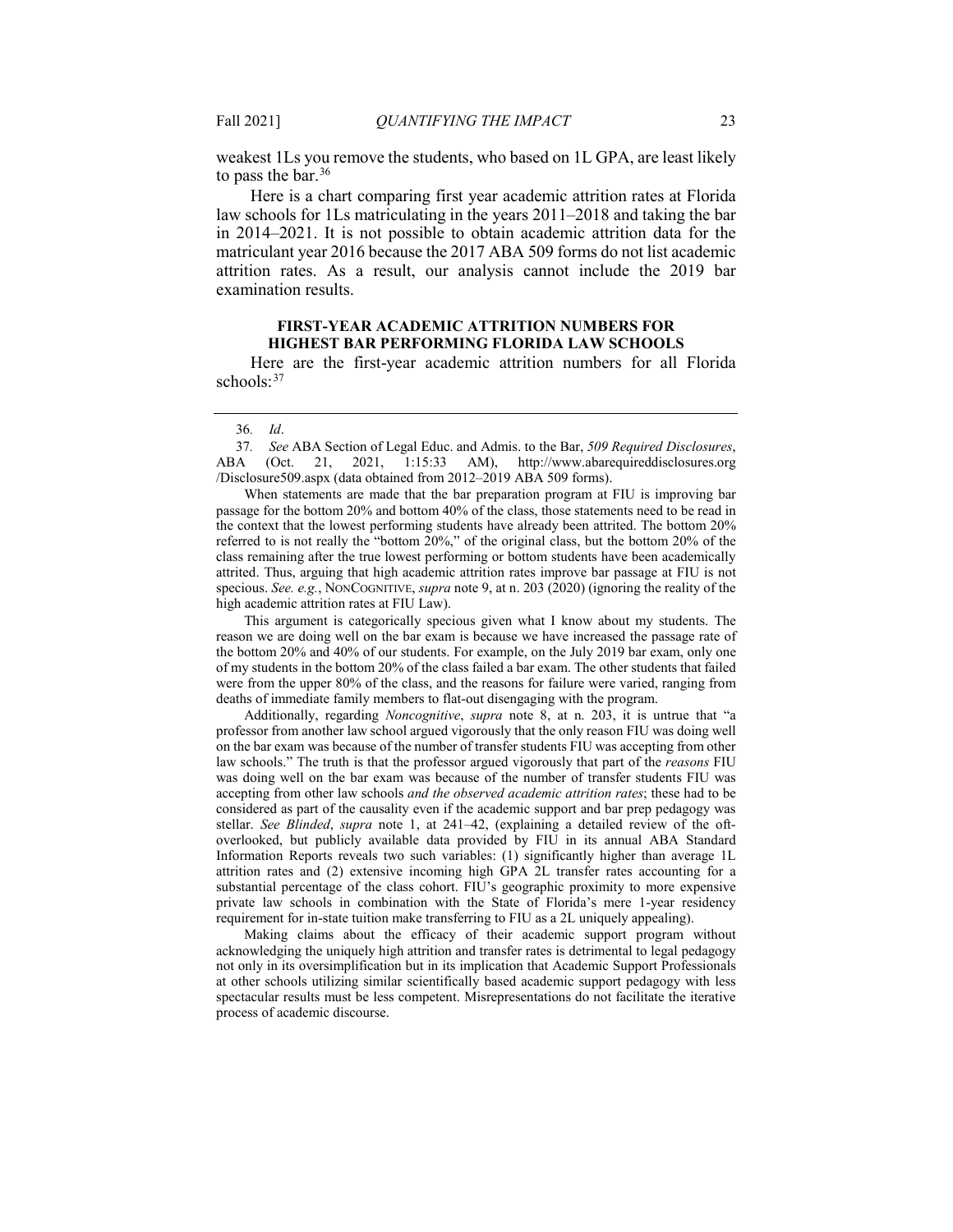weakest 1Ls you remove the students, who based on 1L GPA, are least likely to pass the bar.[36]

Here is a chart comparing first year academic attrition rates at Florida law schools for 1Ls matriculating in the years 2011–2018 and taking the bar in 2014–2021. It is not possible to obtain academic attrition data for the matriculant year 2016 because the 2017 ABA 509 forms do not list academic attrition rates. As a result, our analysis cannot include the 2019 bar examination results.

**FIRST-YEAR ACADEMIC ATTRITION NUMBERS FOR HIGHEST BAR PERFORMING FLORIDA LAW SCHOOLS**

Here are the first-year academic attrition numbers for all Florida schools:[37]

---

36. *Id*.

37. *See* ABA Section of Legal Educ. and Admis. to the Bar, *509 Required Disclosures*, ABA (Oct. 21, 2021, 1:15:33 AM), http://www.abarequireddisclosures.org/Disclosure509.aspx (data obtained from 2012–2019 ABA 509 forms).

When statements are made that the bar preparation program at FIU is improving bar passage for the bottom 20% and bottom 40% of the class, those statements need to be read in the context that the lowest performing students have already been attrited. The bottom 20% referred to is not really the "bottom 20%," of the original class, but the bottom 20% of the class remaining after the true lowest performing or bottom students have been academically attrited. Thus, arguing that high academic attrition rates improve bar passage at FIU is not specious. *See. e.g.*, NONCOGNITIVE, *supra* note 9, at n. 203 (2020) (ignoring the reality of the high academic attrition rates at FIU Law).

This argument is categorically specious given what I know about my students. The reason we are doing well on the bar exam is because we have increased the passage rate of the bottom 20% and 40% of our students. For example, on the July 2019 bar exam, only one of my students in the bottom 20% of the class failed a bar exam. The other students that failed were from the upper 80% of the class, and the reasons for failure were varied, ranging from deaths of immediate family members to flat-out disengaging with the program.

Additionally, regarding *Noncognitive*, *supra* note 8, at n. 203, it is untrue that "a professor from another law school argued vigorously that the only reason FIU was doing well on the bar exam was because of the number of transfer students FIU was accepting from other law schools." The truth is that the professor argued vigorously that part of the *reasons* FIU was doing well on the bar exam was because of the number of transfer students FIU was accepting from other law schools *and the observed academic attrition rates*; these had to be considered as part of the causality even if the academic support and bar prep pedagogy was stellar. *See Blinded*, *supra* note 1, at 241–42, (explaining a detailed review of the oft-overlooked, but publicly available data provided by FIU in its annual ABA Standard Information Reports reveals two such variables: (1) significantly higher than average 1L attrition rates and (2) extensive incoming high GPA 2L transfer rates accounting for a substantial percentage of the class cohort. FIU's geographic proximity to more expensive private law schools in combination with the State of Florida's mere 1-year residency requirement for in-state tuition make transferring to FIU as a 2L uniquely appealing).

Making claims about the efficacy of their academic support program without acknowledging the uniquely high attrition and transfer rates is detrimental to legal pedagogy not only in its oversimplification but in its implication that Academic Support Professionals at other schools utilizing similar scientifically based academic support pedagogy with less spectacular results must be less competent. Misrepresentations do not facilitate the iterative process of academic discourse.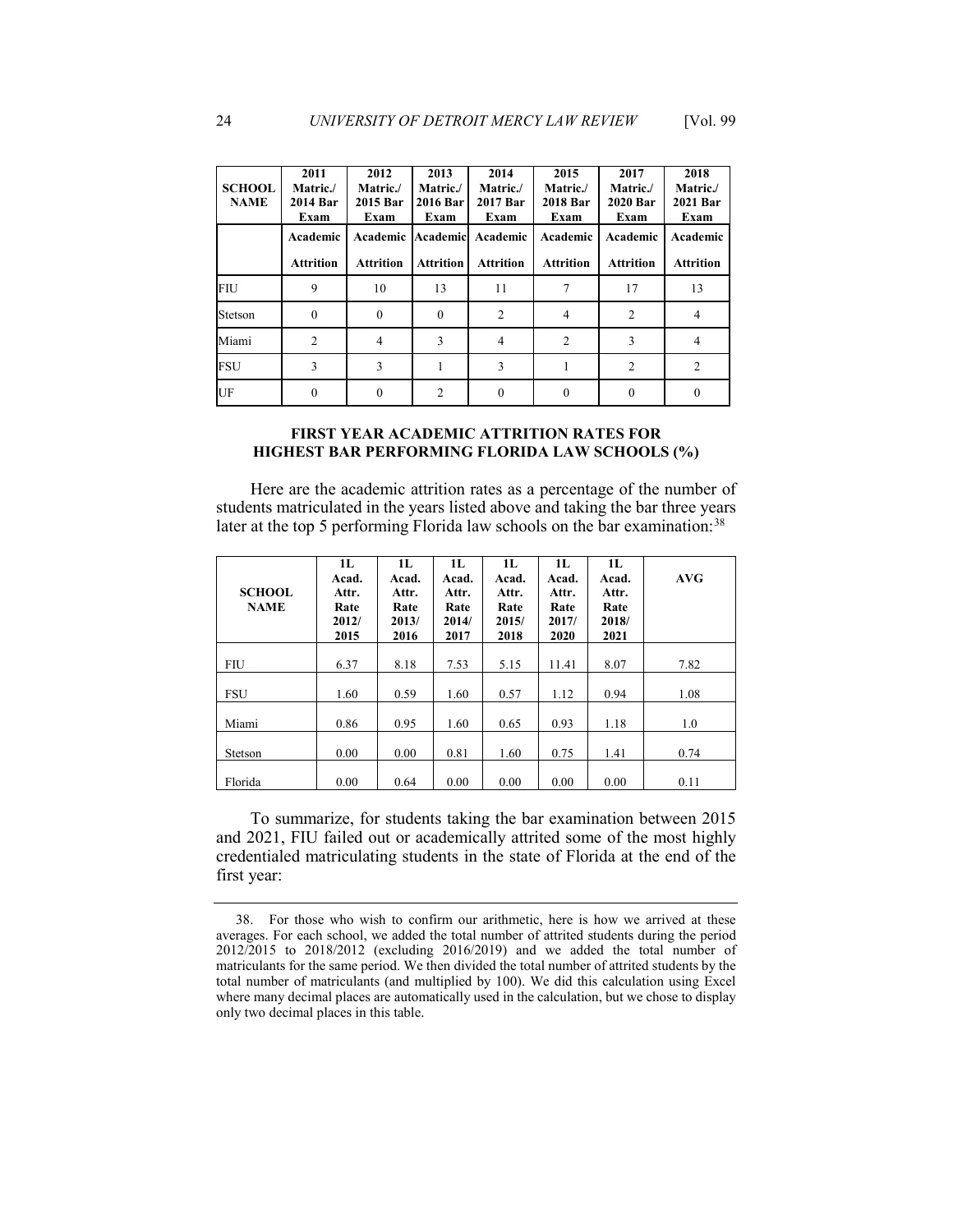| SCHOOL NAME | 2011 Matric./ 2014 Bar Exam | 2012 Matric./ 2015 Bar Exam | 2013 Matric./ 2016 Bar Exam | 2014 Matric./ 2017 Bar Exam | 2015 Matric./ 2018 Bar Exam | 2017 Matric./ 2020 Bar Exam | 2018 Matric./ 2021 Bar Exam |
|---|---|---|---|---|---|---|---|
| | Academic Attrition | Academic Attrition | Academic Attrition | Academic Attrition | Academic Attrition | Academic Attrition | Academic Attrition |
| FIU | 9 | 10 | 13 | 11 | 7 | 17 | 13 |
| Stetson | 0 | 0 | 0 | 2 | 4 | 2 | 4 |
| Miami | 2 | 4 | 3 | 4 | 2 | 3 | 4 |
| FSU | 3 | 3 | 1 | 3 | 1 | 2 | 2 |
| UF | 0 | 0 | 2 | 0 | 0 | 0 | 0 |

**FIRST YEAR ACADEMIC ATTRITION RATES FOR HIGHEST BAR PERFORMING FLORIDA LAW SCHOOLS (%)**

Here are the academic attrition rates as a percentage of the number of students matriculated in the years listed above and taking the bar three years later at the top 5 performing Florida law schools on the bar examination:[38]

| SCHOOL NAME | 1L Acad. Attr. Rate 2012/ 2015 | 1L Acad. Attr. Rate 2013/ 2016 | 1L Acad. Attr. Rate 2014/ 2017 | 1L Acad. Attr. Rate 2015/ 2018 | 1L Acad. Attr. Rate 2017/ 2020 | 1L Acad. Attr. Rate 2018/ 2021 | AVG |
|---|---|---|---|---|---|---|---|
| FIU | 6.37 | 8.18 | 7.53 | 5.15 | 11.41 | 8.07 | 7.82 |
| FSU | 1.60 | 0.59 | 1.60 | 0.57 | 1.12 | 0.94 | 1.08 |
| Miami | 0.86 | 0.95 | 1.60 | 0.65 | 0.93 | 1.18 | 1.0 |
| Stetson | 0.00 | 0.00 | 0.81 | 1.60 | 0.75 | 1.41 | 0.74 |
| Florida | 0.00 | 0.64 | 0.00 | 0.00 | 0.00 | 0.00 | 0.11 |

To summarize, for students taking the bar examination between 2015 and 2021, FIU failed out or academically attrited some of the most highly credentialed matriculating students in the state of Florida at the end of the first year:

38. For those who wish to confirm our arithmetic, here is how we arrived at these averages. For each school, we added the total number of attrited students during the period 2012/2015 to 2018/2012 (excluding 2016/2019) and we added the total number of matriculants for the same period. We then divided the total number of attrited students by the total number of matriculants (and multiplied by 100). We did this calculation using Excel where many decimal places are automatically used in the calculation, but we chose to display only two decimal places in this table.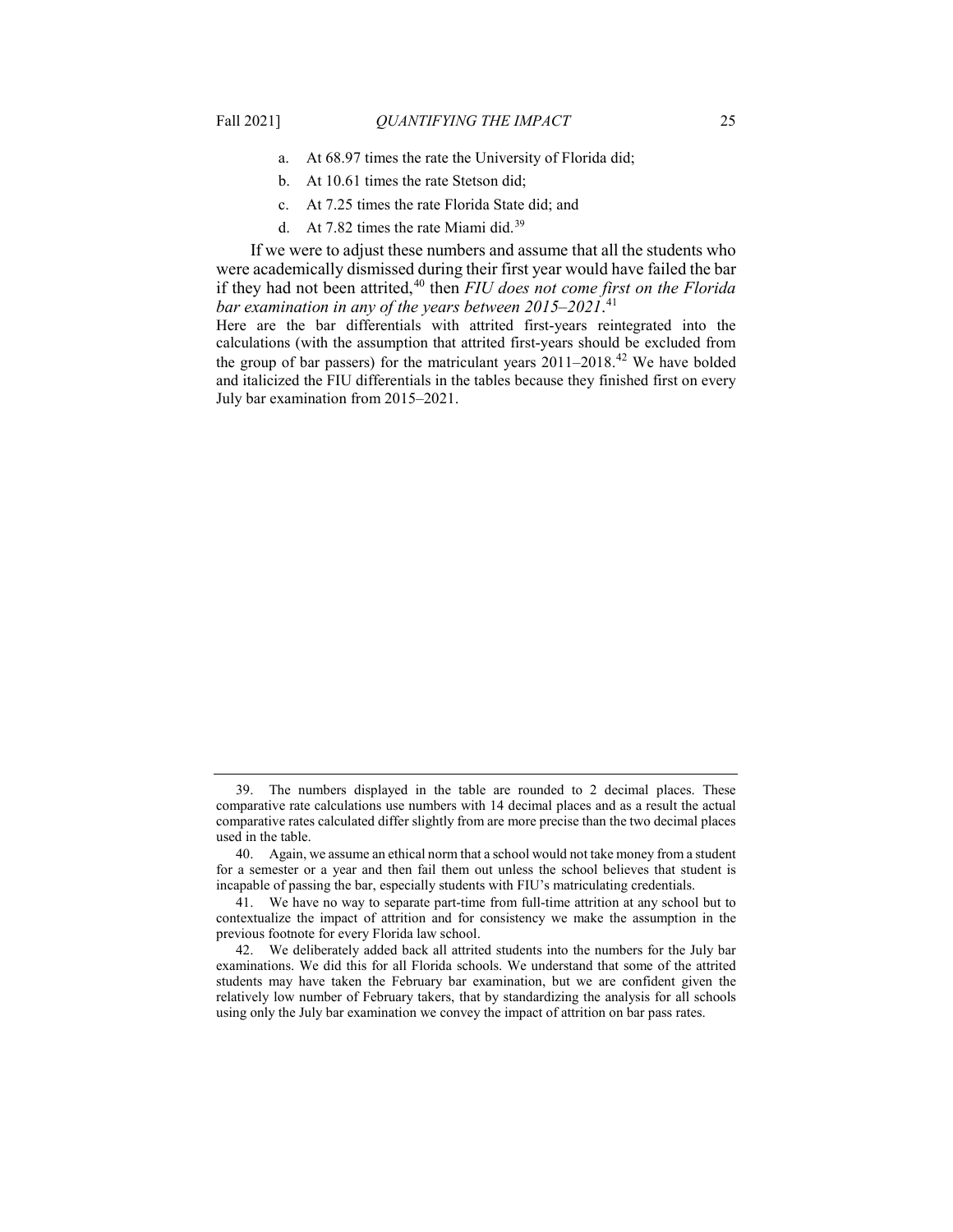a. At 68.97 times the rate the University of Florida did;

b. At 10.61 times the rate Stetson did;

c. At 7.25 times the rate Florida State did; and

d. At 7.82 times the rate Miami did.[39]

If we were to adjust these numbers and assume that all the students who were academically dismissed during their first year would have failed the bar if they had not been attrited,[40] then *FIU does not come first on the Florida bar examination in any of the years between 2015–2021*.[41]

Here are the bar differentials with attrited first-years reintegrated into the calculations (with the assumption that attrited first-years should be excluded from the group of bar passers) for the matriculant years 2011–2018.[42] We have bolded and italicized the FIU differentials in the tables because they finished first on every July bar examination from 2015–2021.

---

39. The numbers displayed in the table are rounded to 2 decimal places. These comparative rate calculations use numbers with 14 decimal places and as a result the actual comparative rates calculated differ slightly from are more precise than the two decimal places used in the table.

40. Again, we assume an ethical norm that a school would not take money from a student for a semester or a year and then fail them out unless the school believes that student is incapable of passing the bar, especially students with FIU's matriculating credentials.

41. We have no way to separate part-time from full-time attrition at any school but to contextualize the impact of attrition and for consistency we make the assumption in the previous footnote for every Florida law school.

42. We deliberately added back all attrited students into the numbers for the July bar examinations. We did this for all Florida schools. We understand that some of the attrited students may have taken the February bar examination, but we are confident given the relatively low number of February takers, that by standardizing the analysis for all schools using only the July bar examination we convey the impact of attrition on bar pass rates.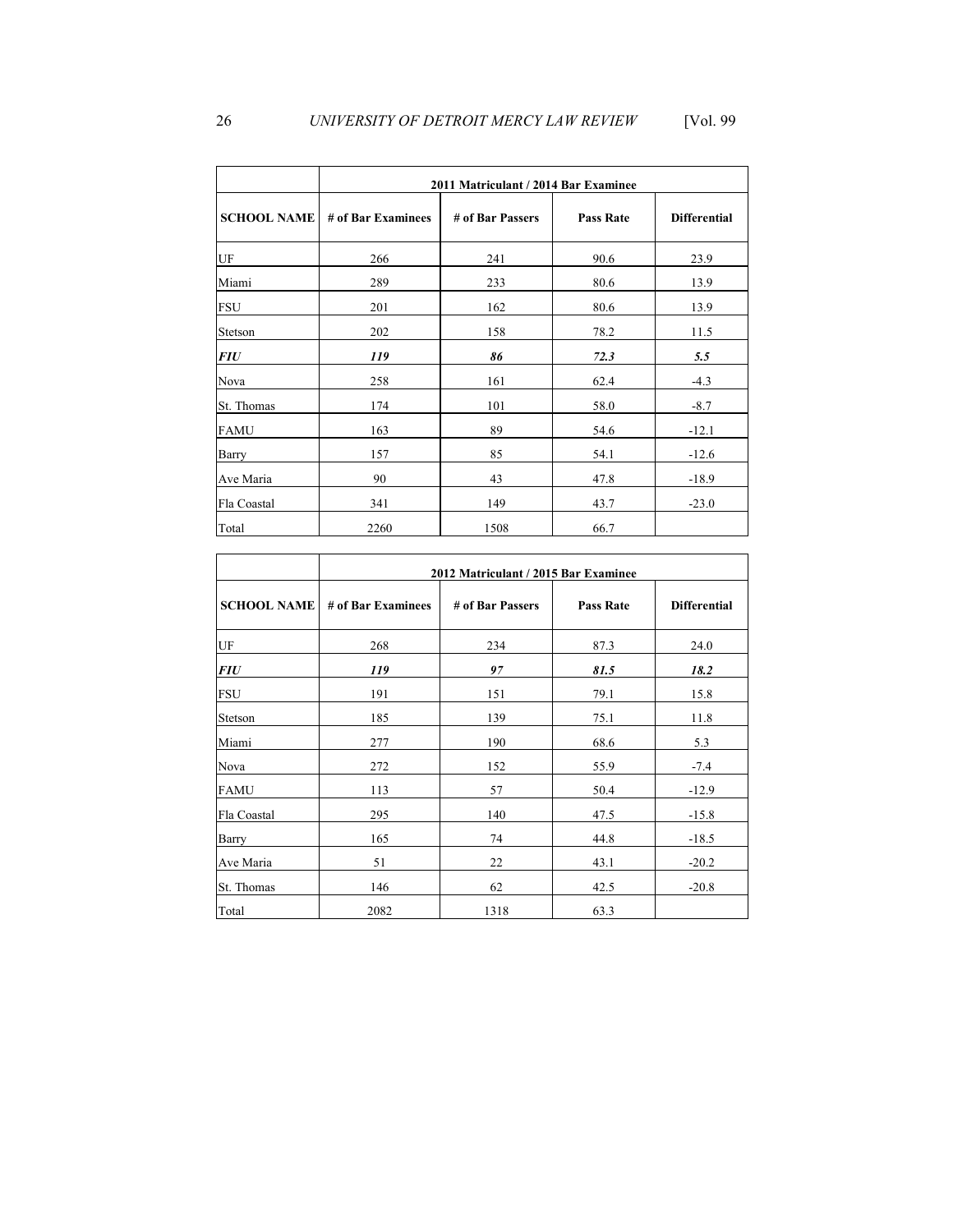| | 2011 Matriculant / 2014 Bar Examinee | | | |
|---|---|---|---|---|
| **SCHOOL NAME** | **# of Bar Examinees** | **# of Bar Passers** | **Pass Rate** | **Differential** |
| UF | 266 | 241 | 90.6 | 23.9 |
| Miami | 289 | 233 | 80.6 | 13.9 |
| FSU | 201 | 162 | 80.6 | 13.9 |
| Stetson | 202 | 158 | 78.2 | 11.5 |
| ***FIU*** | ***119*** | ***86*** | ***72.3*** | ***5.5*** |
| Nova | 258 | 161 | 62.4 | -4.3 |
| St. Thomas | 174 | 101 | 58.0 | -8.7 |
| FAMU | 163 | 89 | 54.6 | -12.1 |
| Barry | 157 | 85 | 54.1 | -12.6 |
| Ave Maria | 90 | 43 | 47.8 | -18.9 |
| Fla Coastal | 341 | 149 | 43.7 | -23.0 |
| Total | 2260 | 1508 | 66.7 | |

| | 2012 Matriculant / 2015 Bar Examinee | | | |
|---|---|---|---|---|
| **SCHOOL NAME** | **# of Bar Examinees** | **# of Bar Passers** | **Pass Rate** | **Differential** |
| UF | 268 | 234 | 87.3 | 24.0 |
| ***FIU*** | ***119*** | ***97*** | ***81.5*** | ***18.2*** |
| FSU | 191 | 151 | 79.1 | 15.8 |
| Stetson | 185 | 139 | 75.1 | 11.8 |
| Miami | 277 | 190 | 68.6 | 5.3 |
| Nova | 272 | 152 | 55.9 | -7.4 |
| FAMU | 113 | 57 | 50.4 | -12.9 |
| Fla Coastal | 295 | 140 | 47.5 | -15.8 |
| Barry | 165 | 74 | 44.8 | -18.5 |
| Ave Maria | 51 | 22 | 43.1 | -20.2 |
| St. Thomas | 146 | 62 | 42.5 | -20.8 |
| Total | 2082 | 1318 | 63.3 | |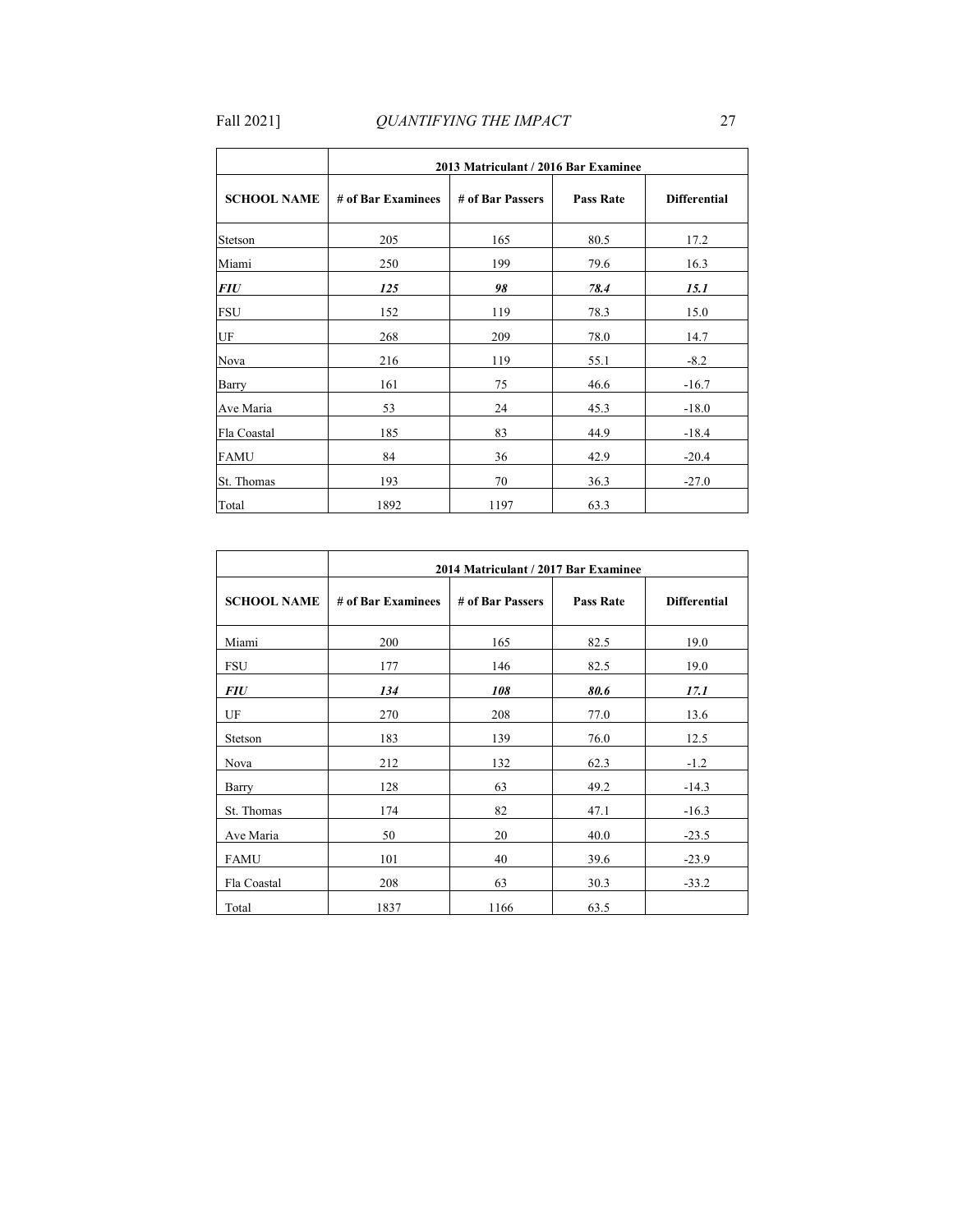| | 2013 Matriculant / 2016 Bar Examinee | | | |
|---|---|---|---|---|
| **SCHOOL NAME** | **# of Bar Examinees** | **# of Bar Passers** | **Pass Rate** | **Differential** |
| Stetson | 205 | 165 | 80.5 | 17.2 |
| Miami | 250 | 199 | 79.6 | 16.3 |
| ***FIU*** | ***125*** | ***98*** | ***78.4*** | ***15.1*** |
| FSU | 152 | 119 | 78.3 | 15.0 |
| UF | 268 | 209 | 78.0 | 14.7 |
| Nova | 216 | 119 | 55.1 | -8.2 |
| Barry | 161 | 75 | 46.6 | -16.7 |
| Ave Maria | 53 | 24 | 45.3 | -18.0 |
| Fla Coastal | 185 | 83 | 44.9 | -18.4 |
| FAMU | 84 | 36 | 42.9 | -20.4 |
| St. Thomas | 193 | 70 | 36.3 | -27.0 |
| Total | 1892 | 1197 | 63.3 | |

| | 2014 Matriculant / 2017 Bar Examinee | | | |
|---|---|---|---|---|
| **SCHOOL NAME** | **# of Bar Examinees** | **# of Bar Passers** | **Pass Rate** | **Differential** |
| Miami | 200 | 165 | 82.5 | 19.0 |
| FSU | 177 | 146 | 82.5 | 19.0 |
| ***FIU*** | ***134*** | ***108*** | ***80.6*** | ***17.1*** |
| UF | 270 | 208 | 77.0 | 13.6 |
| Stetson | 183 | 139 | 76.0 | 12.5 |
| Nova | 212 | 132 | 62.3 | -1.2 |
| Barry | 128 | 63 | 49.2 | -14.3 |
| St. Thomas | 174 | 82 | 47.1 | -16.3 |
| Ave Maria | 50 | 20 | 40.0 | -23.5 |
| FAMU | 101 | 40 | 39.6 | -23.9 |
| Fla Coastal | 208 | 63 | 30.3 | -33.2 |
| Total | 1837 | 1166 | 63.5 | |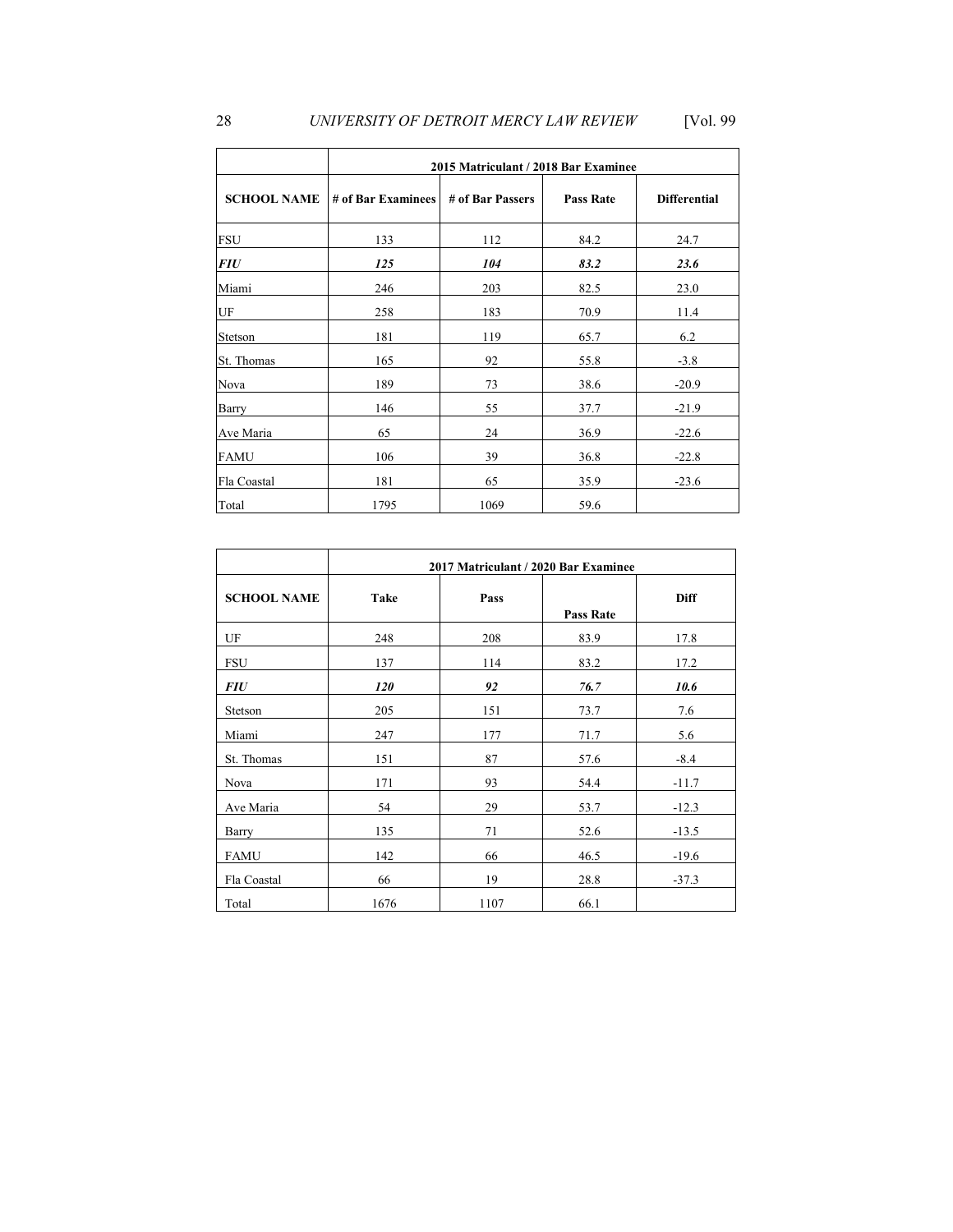| | 2015 Matriculant / 2018 Bar Examinee | | | |
|---|---|---|---|---|
| **SCHOOL NAME** | **# of Bar Examinees** | **# of Bar Passers** | **Pass Rate** | **Differential** |
| FSU | 133 | 112 | 84.2 | 24.7 |
| ***FIU*** | ***125*** | ***104*** | ***83.2*** | ***23.6*** |
| Miami | 246 | 203 | 82.5 | 23.0 |
| UF | 258 | 183 | 70.9 | 11.4 |
| Stetson | 181 | 119 | 65.7 | 6.2 |
| St. Thomas | 165 | 92 | 55.8 | -3.8 |
| Nova | 189 | 73 | 38.6 | -20.9 |
| Barry | 146 | 55 | 37.7 | -21.9 |
| Ave Maria | 65 | 24 | 36.9 | -22.6 |
| FAMU | 106 | 39 | 36.8 | -22.8 |
| Fla Coastal | 181 | 65 | 35.9 | -23.6 |
| Total | 1795 | 1069 | 59.6 | |

| | 2017 Matriculant / 2020 Bar Examinee | | | |
|---|---|---|---|---|
| **SCHOOL NAME** | **Take** | **Pass** | **Pass Rate** | **Diff** |
| UF | 248 | 208 | 83.9 | 17.8 |
| FSU | 137 | 114 | 83.2 | 17.2 |
| ***FIU*** | ***120*** | ***92*** | ***76.7*** | ***10.6*** |
| Stetson | 205 | 151 | 73.7 | 7.6 |
| Miami | 247 | 177 | 71.7 | 5.6 |
| St. Thomas | 151 | 87 | 57.6 | -8.4 |
| Nova | 171 | 93 | 54.4 | -11.7 |
| Ave Maria | 54 | 29 | 53.7 | -12.3 |
| Barry | 135 | 71 | 52.6 | -13.5 |
| FAMU | 142 | 66 | 46.5 | -19.6 |
| Fla Coastal | 66 | 19 | 28.8 | -37.3 |
| Total | 1676 | 1107 | 66.1 | |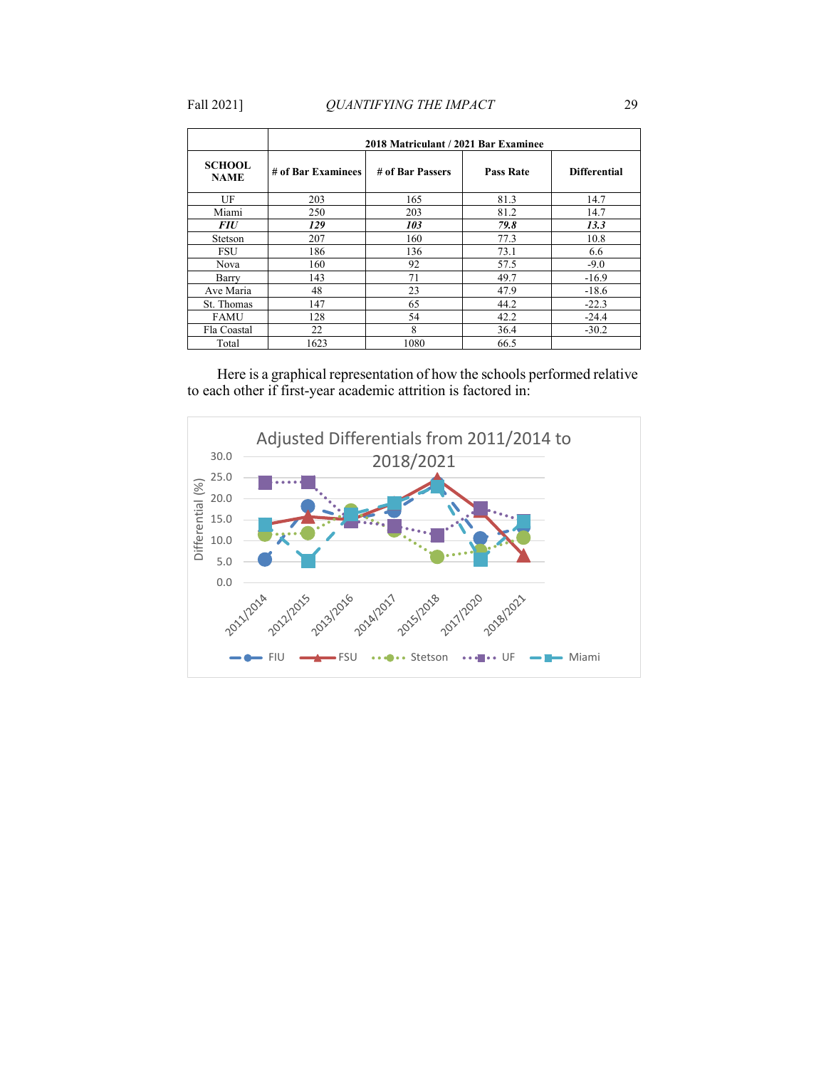| SCHOOL NAME | 2018 Matriculant / 2021 Bar Examinee | | | |
|---|---|---|---|---|
| | # of Bar Examinees | # of Bar Passers | Pass Rate | Differential |
| UF | 203 | 165 | 81.3 | 14.7 |
| Miami | 250 | 203 | 81.2 | 14.7 |
| ***FIU*** | ***129*** | ***103*** | ***79.8*** | ***13.3*** |
| Stetson | 207 | 160 | 77.3 | 10.8 |
| FSU | 186 | 136 | 73.1 | 6.6 |
| Nova | 160 | 92 | 57.5 | -9.0 |
| Barry | 143 | 71 | 49.7 | -16.9 |
| Ave Maria | 48 | 23 | 47.9 | -18.6 |
| St. Thomas | 147 | 65 | 44.2 | -22.3 |
| FAMU | 128 | 54 | 42.2 | -24.4 |
| Fla Coastal | 22 | 8 | 36.4 | -30.2 |
| Total | 1623 | 1080 | 66.5 | |

Here is a graphical representation of how the schools performed relative to each other if first-year academic attrition is factored in:

Adjusted Differentials from 2011/2014 to 2018/2021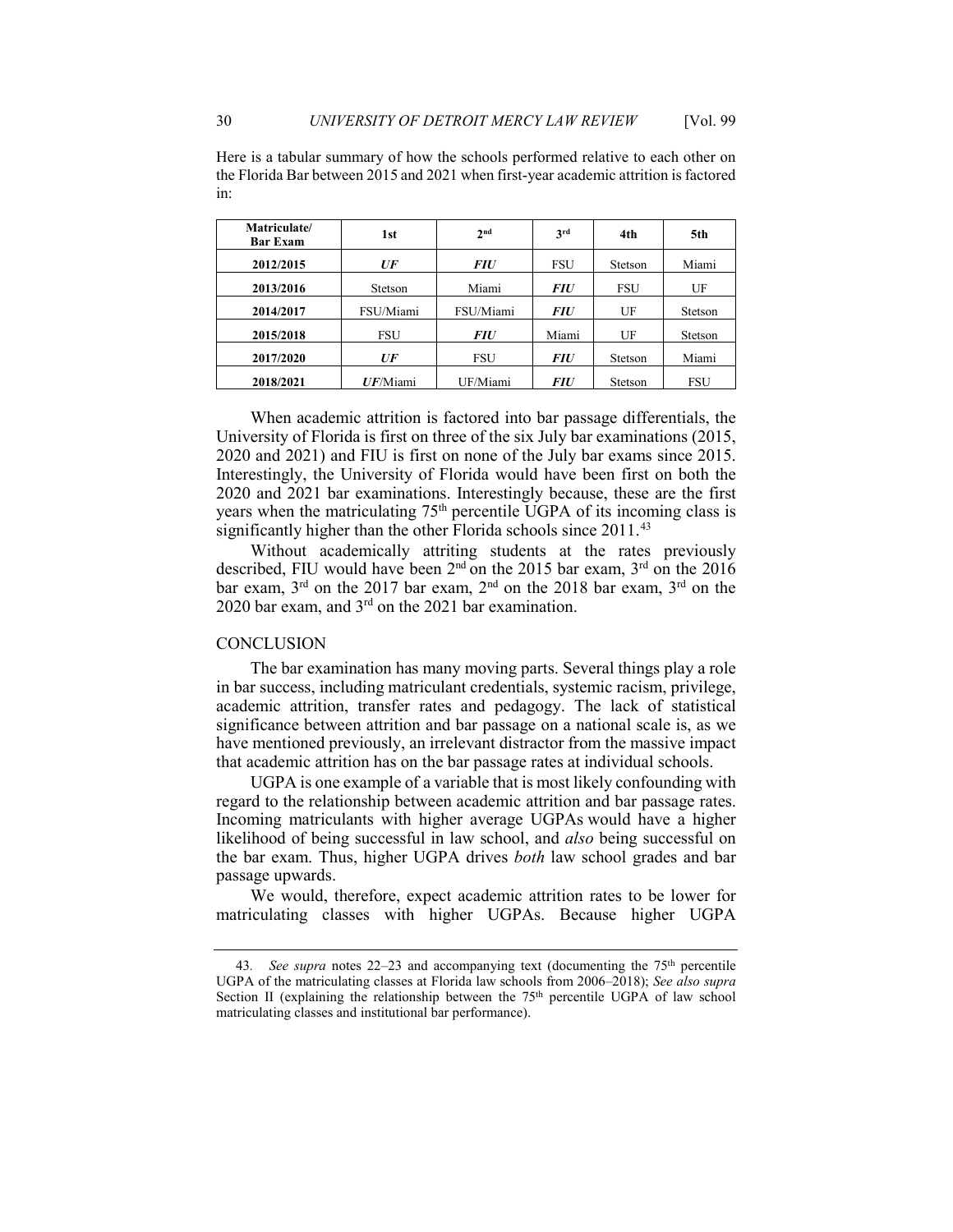Here is a tabular summary of how the schools performed relative to each other on the Florida Bar between 2015 and 2021 when first-year academic attrition is factored in:

| Matriculate/ Bar Exam | 1st | 2nd | 3rd | 4th | 5th |
|---|---|---|---|---|---|
| **2012/2015** | ***UF*** | ***FIU*** | FSU | Stetson | Miami |
| **2013/2016** | Stetson | Miami | ***FIU*** | FSU | UF |
| **2014/2017** | FSU/Miami | FSU/Miami | ***FIU*** | UF | Stetson |
| **2015/2018** | FSU | ***FIU*** | Miami | UF | Stetson |
| **2017/2020** | ***UF*** | FSU | ***FIU*** | Stetson | Miami |
| **2018/2021** | ***UF***/Miami | UF/Miami | ***FIU*** | Stetson | FSU |

When academic attrition is factored into bar passage differentials, the University of Florida is first on three of the six July bar examinations (2015, 2020 and 2021) and FIU is first on none of the July bar exams since 2015. Interestingly, the University of Florida would have been first on both the 2020 and 2021 bar examinations. Interestingly because, these are the first years when the matriculating 75th percentile UGPA of its incoming class is significantly higher than the other Florida schools since 2011.[43]

Without academically attriting students at the rates previously described, FIU would have been 2nd on the 2015 bar exam, 3rd on the 2016 bar exam, 3rd on the 2017 bar exam, 2nd on the 2018 bar exam, 3rd on the 2020 bar exam, and 3rd on the 2021 bar examination.

## CONCLUSION

The bar examination has many moving parts. Several things play a role in bar success, including matriculant credentials, systemic racism, privilege, academic attrition, transfer rates and pedagogy. The lack of statistical significance between attrition and bar passage on a national scale is, as we have mentioned previously, an irrelevant distractor from the massive impact that academic attrition has on the bar passage rates at individual schools.

UGPA is one example of a variable that is most likely confounding with regard to the relationship between academic attrition and bar passage rates. Incoming matriculants with higher average UGPAs would have a higher likelihood of being successful in law school, and *also* being successful on the bar exam. Thus, higher UGPA drives *both* law school grades and bar passage upwards.

We would, therefore, expect academic attrition rates to be lower for matriculating classes with higher UGPAs. Because higher UGPA

---

43. *See supra* notes 22–23 and accompanying text (documenting the 75th percentile UGPA of the matriculating classes at Florida law schools from 2006–2018); *See also supra* Section II (explaining the relationship between the 75th percentile UGPA of law school matriculating classes and institutional bar performance).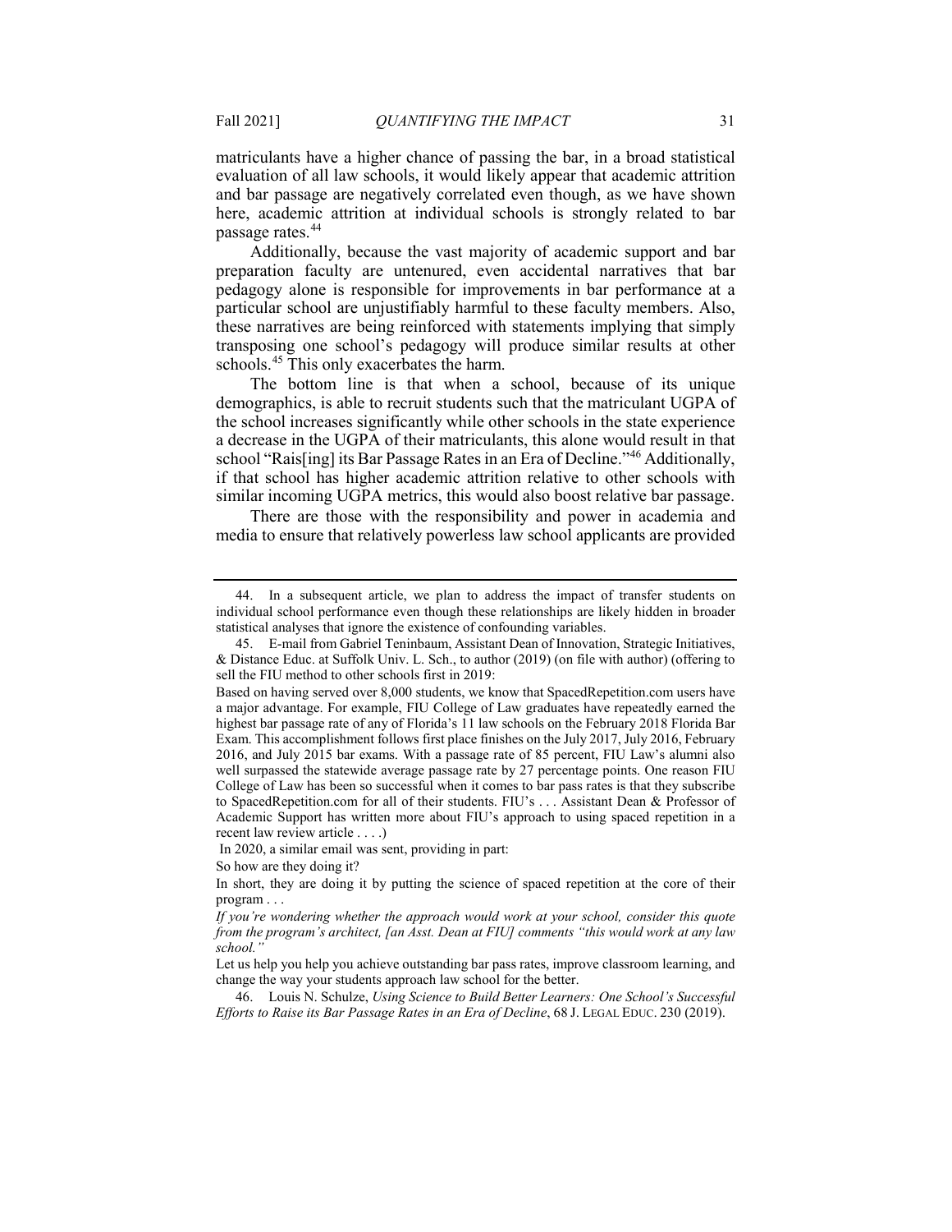matriculants have a higher chance of passing the bar, in a broad statistical evaluation of all law schools, it would likely appear that academic attrition and bar passage are negatively correlated even though, as we have shown here, academic attrition at individual schools is strongly related to bar passage rates.[44]

Additionally, because the vast majority of academic support and bar preparation faculty are untenured, even accidental narratives that bar pedagogy alone is responsible for improvements in bar performance at a particular school are unjustifiably harmful to these faculty members. Also, these narratives are being reinforced with statements implying that simply transposing one school's pedagogy will produce similar results at other schools.[45] This only exacerbates the harm.

The bottom line is that when a school, because of its unique demographics, is able to recruit students such that the matriculant UGPA of the school increases significantly while other schools in the state experience a decrease in the UGPA of their matriculants, this alone would result in that school "Rais[ing] its Bar Passage Rates in an Era of Decline."[46] Additionally, if that school has higher academic attrition relative to other schools with similar incoming UGPA metrics, this would also boost relative bar passage.

There are those with the responsibility and power in academia and media to ensure that relatively powerless law school applicants are provided

---

44. In a subsequent article, we plan to address the impact of transfer students on individual school performance even though these relationships are likely hidden in broader statistical analyses that ignore the existence of confounding variables.

45. E-mail from Gabriel Teninbaum, Assistant Dean of Innovation, Strategic Initiatives, & Distance Educ. at Suffolk Univ. L. Sch., to author (2019) (on file with author) (offering to sell the FIU method to other schools first in 2019:

Based on having served over 8,000 students, we know that SpacedRepetition.com users have a major advantage. For example, FIU College of Law graduates have repeatedly earned the highest bar passage rate of any of Florida's 11 law schools on the February 2018 Florida Bar Exam. This accomplishment follows first place finishes on the July 2017, July 2016, February 2016, and July 2015 bar exams. With a passage rate of 85 percent, FIU Law's alumni also well surpassed the statewide average passage rate by 27 percentage points. One reason FIU College of Law has been so successful when it comes to bar pass rates is that they subscribe to SpacedRepetition.com for all of their students. FIU's . . . Assistant Dean & Professor of Academic Support has written more about FIU's approach to using spaced repetition in a recent law review article . . . .)

In 2020, a similar email was sent, providing in part:

So how are they doing it?

In short, they are doing it by putting the science of spaced repetition at the core of their program . . .

*If you're wondering whether the approach would work at your school, consider this quote from the program's architect, [an Asst. Dean at FIU] comments "this would work at any law school."*

Let us help you help you achieve outstanding bar pass rates, improve classroom learning, and change the way your students approach law school for the better.

46. Louis N. Schulze, *Using Science to Build Better Learners: One School's Successful Efforts to Raise its Bar Passage Rates in an Era of Decline*, 68 J. LEGAL EDUC. 230 (2019).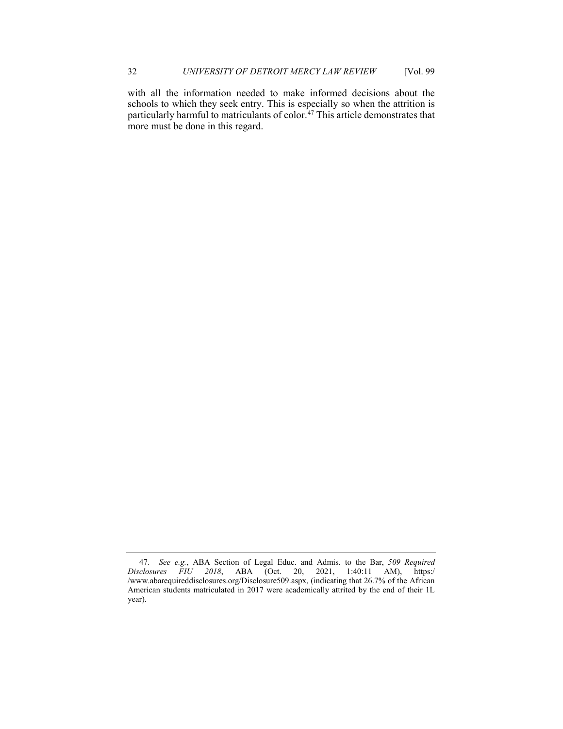with all the information needed to make informed decisions about the schools to which they seek entry. This is especially so when the attrition is particularly harmful to matriculants of color.[47] This article demonstrates that more must be done in this regard.

---

47. *See e.g.*, ABA Section of Legal Educ. and Admis. to the Bar, *509 Required Disclosures FIU 2018*, ABA (Oct. 20, 2021, 1:40:11 AM), https://www.abarequireddisclosures.org/Disclosure509.aspx, (indicating that 26.7% of the African American students matriculated in 2017 were academically attrited by the end of their 1L year).